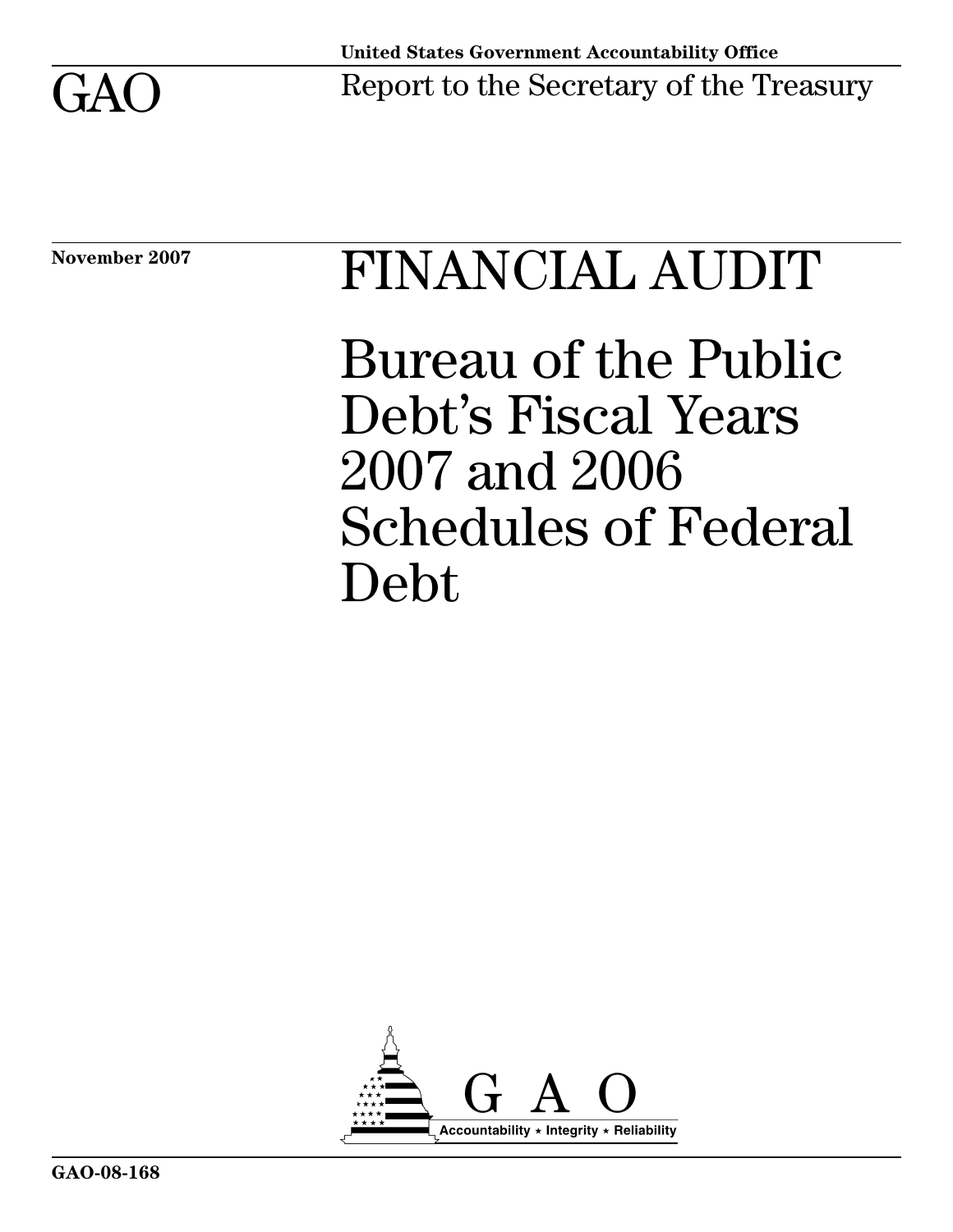United States Government Accountability Office

GAO

Report to the Secretary of the Treasury

November 2007

# FINANCIAL AUDIT

# Bureau of the Public Debt's Fiscal Years 2007 and 2006 Schedules of Federal Debt

GAO

Accountability * Integrity * Reliability

GAO-08-168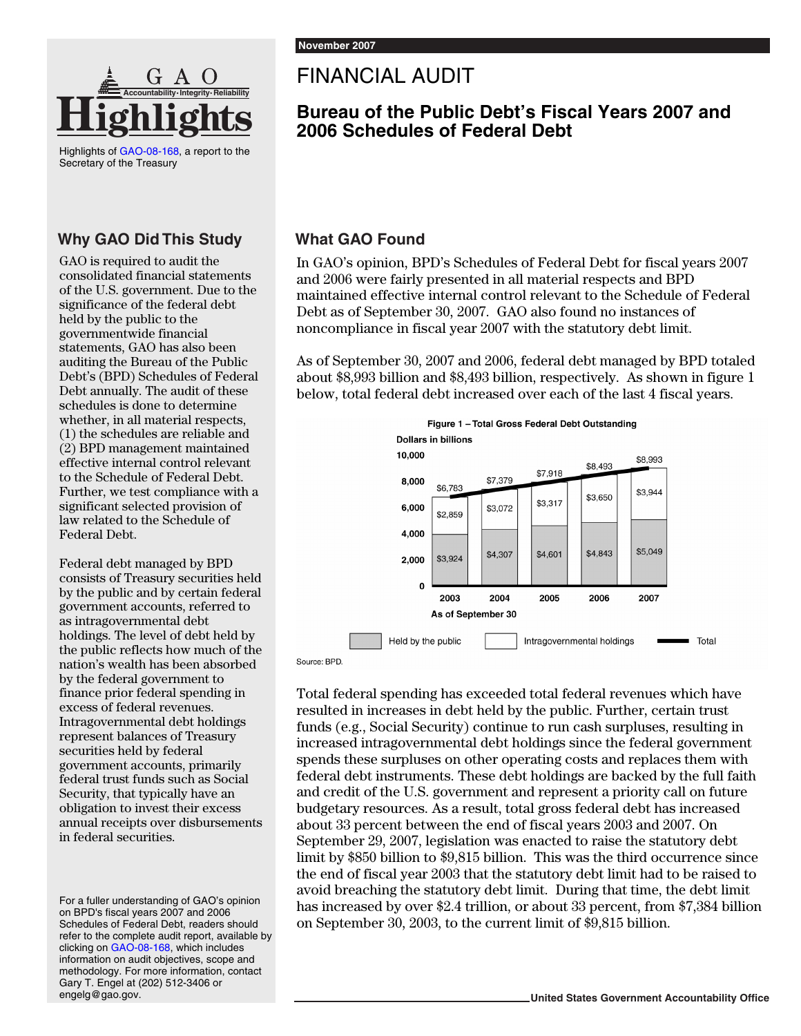# GAO Highlights

Accountability · Integrity · Reliability

Highlights of GAO-08-168, a report to the Secretary of the Treasury

November 2007

# FINANCIAL AUDIT

## Bureau of the Public Debt's Fiscal Years 2007 and 2006 Schedules of Federal Debt

### Why GAO Did This Study

GAO is required to audit the consolidated financial statements of the U.S. government. Due to the significance of the federal debt held by the public to the governmentwide financial statements, GAO has also been auditing the Bureau of the Public Debt's (BPD) Schedules of Federal Debt annually. The audit of these schedules is done to determine whether, in all material respects, (1) the schedules are reliable and (2) BPD management maintained effective internal control relevant to the Schedule of Federal Debt. Further, we test compliance with a significant selected provision of law related to the Schedule of Federal Debt.

Federal debt managed by BPD consists of Treasury securities held by the public and by certain federal government accounts, referred to as intragovernmental debt holdings. The level of debt held by the public reflects how much of the nation's wealth has been absorbed by the federal government to finance prior federal spending in excess of federal revenues. Intragovernmental debt holdings represent balances of Treasury securities held by federal government accounts, primarily federal trust funds such as Social Security, that typically have an obligation to invest their excess annual receipts over disbursements in federal securities.

For a fuller understanding of GAO's opinion on BPD's fiscal years 2007 and 2006 Schedules of Federal Debt, readers should refer to the complete audit report, available by clicking on GAO-08-168, which includes information on audit objectives, scope and methodology. For more information, contact Gary T. Engel at (202) 512-3406 or engelg@gao.gov.

### What GAO Found

In GAO's opinion, BPD's Schedules of Federal Debt for fiscal years 2007 and 2006 were fairly presented in all material respects and BPD maintained effective internal control relevant to the Schedule of Federal Debt as of September 30, 2007. GAO also found no instances of noncompliance in fiscal year 2007 with the statutory debt limit.

As of September 30, 2007 and 2006, federal debt managed by BPD totaled about $8,993 billion and $8,493 billion, respectively. As shown in figure 1 below, total federal debt increased over each of the last 4 fiscal years.

Figure 1 – Total Gross Federal Debt Outstanding

Dollars in billions

10,000
8,000
6,000
4,000
2,000
0

2003: $6,783; $2,859; $3,924
2004: $7,379; $3,072; $4,307
2005: $7,918; $3,317; $4,601
2006: $8,493; $3,650; $4,843
2007: $8,993; $3,944; $5,049

As of September 30

Held by the public
Intragovernmental holdings
Total

Source: BPD.

Total federal spending has exceeded total federal revenues which have resulted in increases in debt held by the public. Further, certain trust funds (e.g., Social Security) continue to run cash surpluses, resulting in increased intragovernmental debt holdings since the federal government spends these surpluses on other operating costs and replaces them with federal debt instruments. These debt holdings are backed by the full faith and credit of the U.S. government and represent a priority call on future budgetary resources. As a result, total gross federal debt has increased about 33 percent between the end of fiscal years 2003 and 2007. On September 29, 2007, legislation was enacted to raise the statutory debt limit by $850 billion to $9,815 billion. This was the third occurrence since the end of fiscal year 2003 that the statutory debt limit had to be raised to avoid breaching the statutory debt limit. During that time, the debt limit has increased by over $2.4 trillion, or about 33 percent, from $7,384 billion on September 30, 2003, to the current limit of $9,815 billion.

United States Government Accountability Office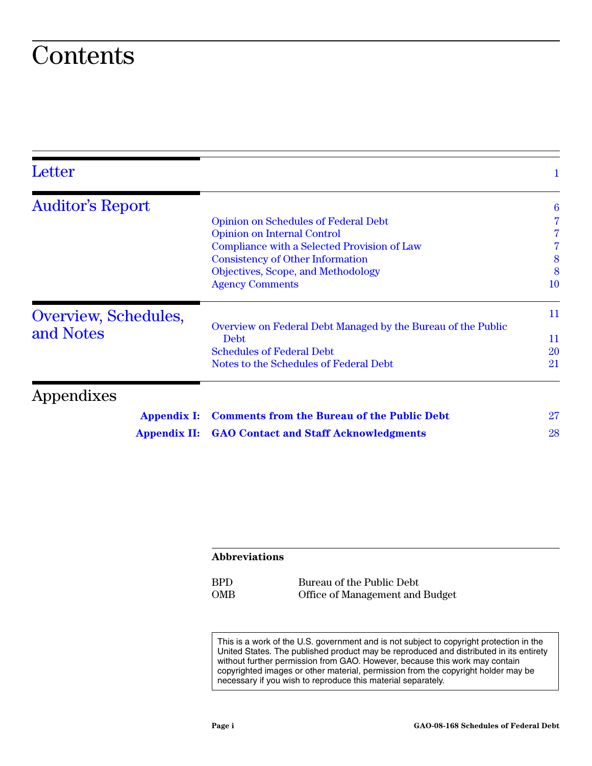# Contents

| | | |
|---|---|---|
| Letter | | 1 |
| Auditor's Report | | 6 |
| | Opinion on Schedules of Federal Debt | 7 |
| | Opinion on Internal Control | 7 |
| | Compliance with a Selected Provision of Law | 7 |
| | Consistency of Other Information | 8 |
| | Objectives, Scope, and Methodology | 8 |
| | Agency Comments | 10 |
| Overview, Schedules, and Notes | | 11 |
| | Overview on Federal Debt Managed by the Bureau of the Public Debt | 11 |
| | Schedules of Federal Debt | 20 |
| | Notes to the Schedules of Federal Debt | 21 |
| Appendixes | | |
| Appendix I: | **Comments from the Bureau of the Public Debt** | 27 |
| Appendix II: | **GAO Contact and Staff Acknowledgments** | 28 |

**Abbreviations**

| | |
|---|---|
| BPD | Bureau of the Public Debt |
| OMB | Office of Management and Budget |

This is a work of the U.S. government and is not subject to copyright protection in the United States. The published product may be reproduced and distributed in its entirety without further permission from GAO. However, because this work may contain copyrighted images or other material, permission from the copyright holder may be necessary if you wish to reproduce this material separately.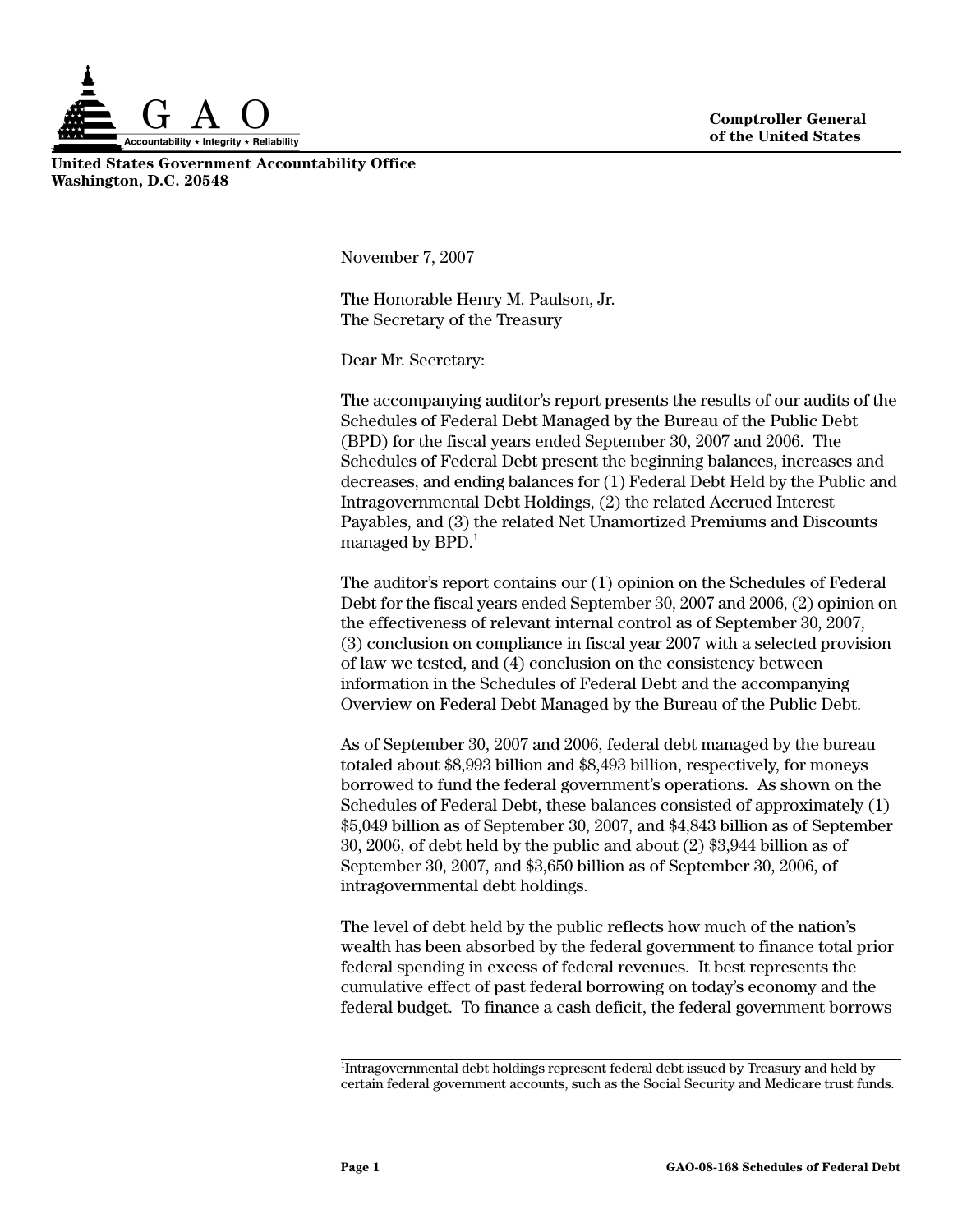**G A O**

Accountability * Integrity * Reliability

**Comptroller General of the United States**

**United States Government Accountability Office**
**Washington, D.C. 20548**

November 7, 2007

The Honorable Henry M. Paulson, Jr.
The Secretary of the Treasury

Dear Mr. Secretary:

The accompanying auditor's report presents the results of our audits of the Schedules of Federal Debt Managed by the Bureau of the Public Debt (BPD) for the fiscal years ended September 30, 2007 and 2006. The Schedules of Federal Debt present the beginning balances, increases and decreases, and ending balances for (1) Federal Debt Held by the Public and Intragovernmental Debt Holdings, (2) the related Accrued Interest Payables, and (3) the related Net Unamortized Premiums and Discounts managed by BPD.[1]

The auditor's report contains our (1) opinion on the Schedules of Federal Debt for the fiscal years ended September 30, 2007 and 2006, (2) opinion on the effectiveness of relevant internal control as of September 30, 2007, (3) conclusion on compliance in fiscal year 2007 with a selected provision of law we tested, and (4) conclusion on the consistency between information in the Schedules of Federal Debt and the accompanying Overview on Federal Debt Managed by the Bureau of the Public Debt.

As of September 30, 2007 and 2006, federal debt managed by the bureau totaled about $8,993 billion and $8,493 billion, respectively, for moneys borrowed to fund the federal government's operations. As shown on the Schedules of Federal Debt, these balances consisted of approximately (1) $5,049 billion as of September 30, 2007, and $4,843 billion as of September 30, 2006, of debt held by the public and about (2) $3,944 billion as of September 30, 2007, and $3,650 billion as of September 30, 2006, of intragovernmental debt holdings.

The level of debt held by the public reflects how much of the nation's wealth has been absorbed by the federal government to finance total prior federal spending in excess of federal revenues. It best represents the cumulative effect of past federal borrowing on today's economy and the federal budget. To finance a cash deficit, the federal government borrows

[1] Intragovernmental debt holdings represent federal debt issued by Treasury and held by certain federal government accounts, such as the Social Security and Medicare trust funds.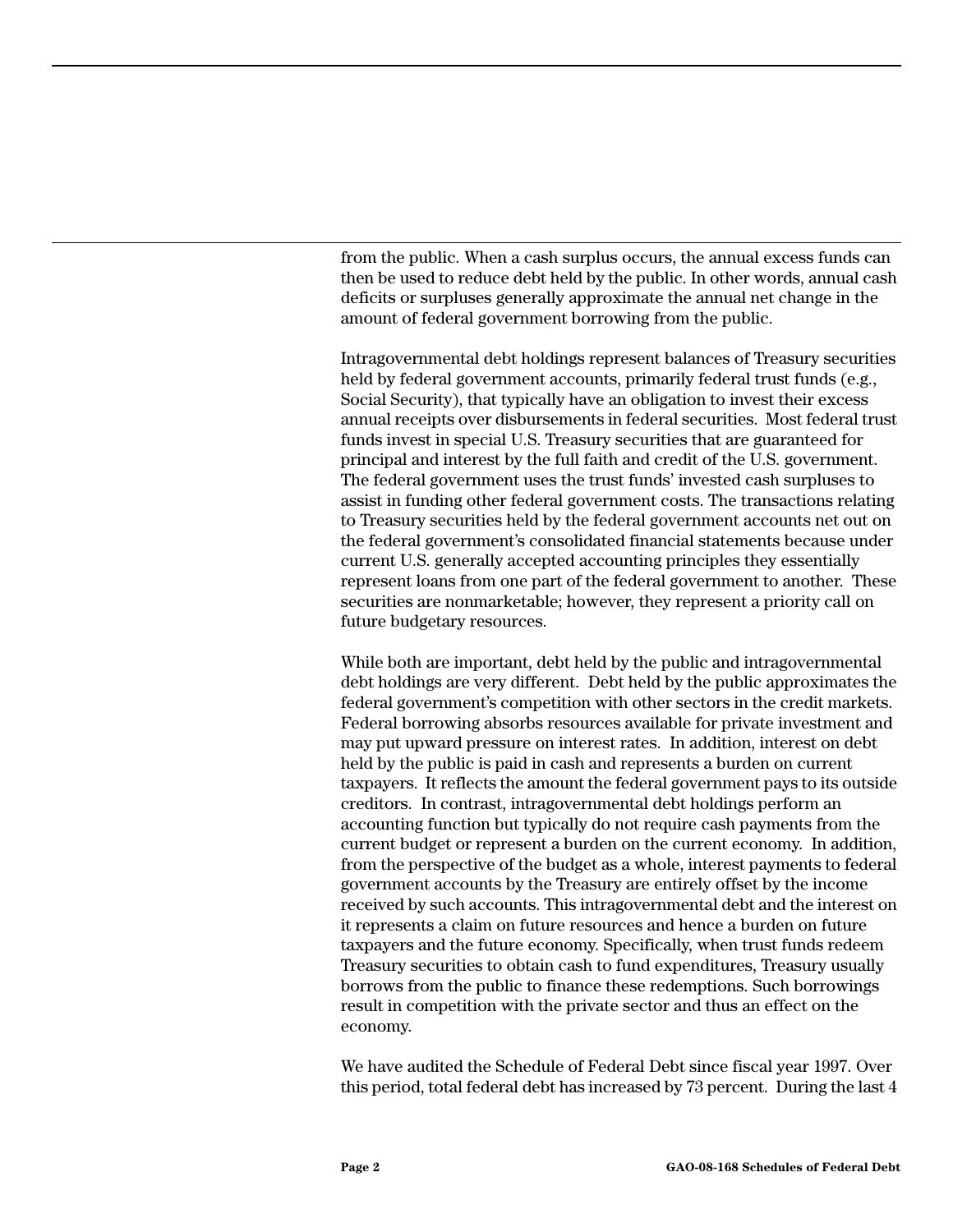from the public. When a cash surplus occurs, the annual excess funds can then be used to reduce debt held by the public. In other words, annual cash deficits or surpluses generally approximate the annual net change in the amount of federal government borrowing from the public.

Intragovernmental debt holdings represent balances of Treasury securities held by federal government accounts, primarily federal trust funds (e.g., Social Security), that typically have an obligation to invest their excess annual receipts over disbursements in federal securities. Most federal trust funds invest in special U.S. Treasury securities that are guaranteed for principal and interest by the full faith and credit of the U.S. government. The federal government uses the trust funds' invested cash surpluses to assist in funding other federal government costs. The transactions relating to Treasury securities held by the federal government accounts net out on the federal government's consolidated financial statements because under current U.S. generally accepted accounting principles they essentially represent loans from one part of the federal government to another. These securities are nonmarketable; however, they represent a priority call on future budgetary resources.

While both are important, debt held by the public and intragovernmental debt holdings are very different. Debt held by the public approximates the federal government's competition with other sectors in the credit markets. Federal borrowing absorbs resources available for private investment and may put upward pressure on interest rates. In addition, interest on debt held by the public is paid in cash and represents a burden on current taxpayers. It reflects the amount the federal government pays to its outside creditors. In contrast, intragovernmental debt holdings perform an accounting function but typically do not require cash payments from the current budget or represent a burden on the current economy. In addition, from the perspective of the budget as a whole, interest payments to federal government accounts by the Treasury are entirely offset by the income received by such accounts. This intragovernmental debt and the interest on it represents a claim on future resources and hence a burden on future taxpayers and the future economy. Specifically, when trust funds redeem Treasury securities to obtain cash to fund expenditures, Treasury usually borrows from the public to finance these redemptions. Such borrowings result in competition with the private sector and thus an effect on the economy.

We have audited the Schedule of Federal Debt since fiscal year 1997. Over this period, total federal debt has increased by 73 percent. During the last 4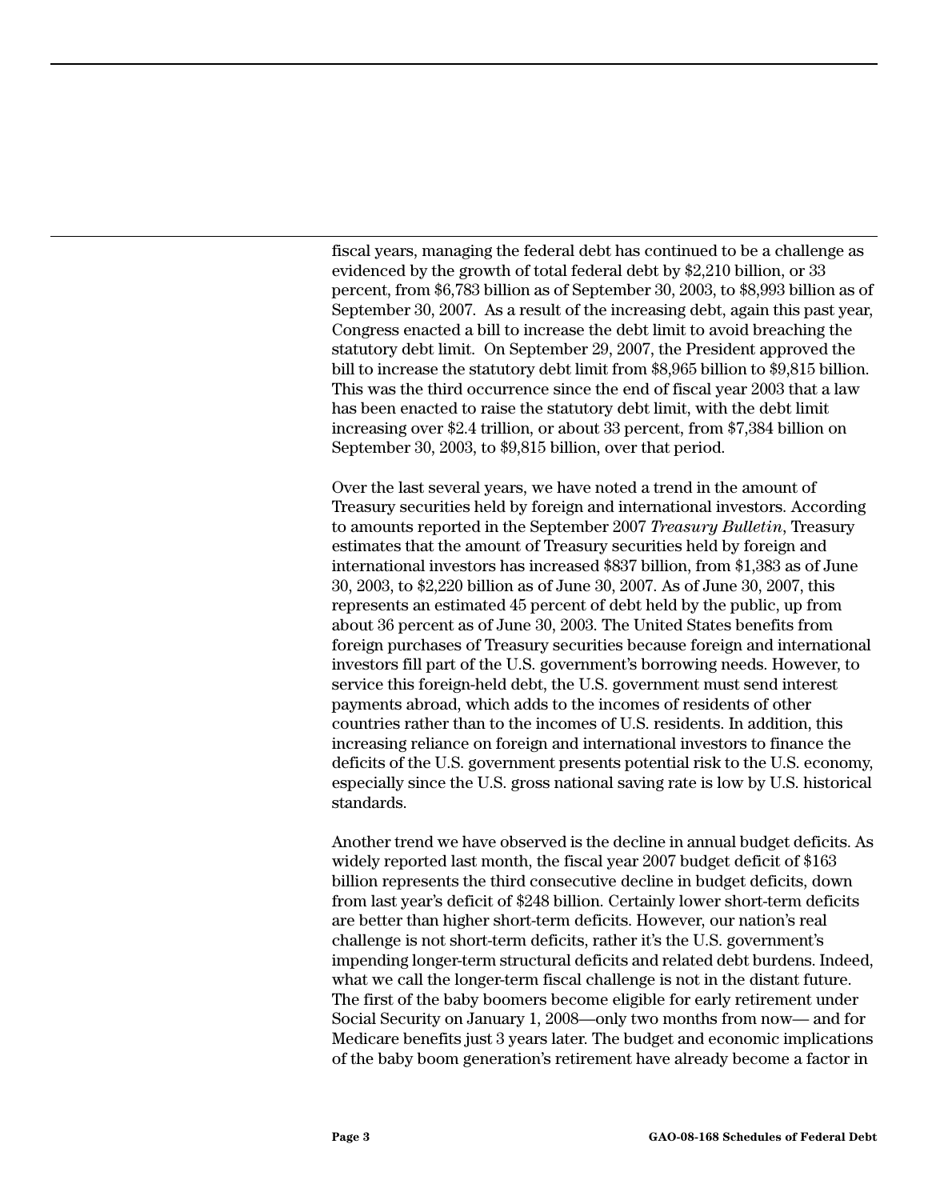fiscal years, managing the federal debt has continued to be a challenge as evidenced by the growth of total federal debt by $2,210 billion, or 33 percent, from $6,783 billion as of September 30, 2003, to $8,993 billion as of September 30, 2007. As a result of the increasing debt, again this past year, Congress enacted a bill to increase the debt limit to avoid breaching the statutory debt limit. On September 29, 2007, the President approved the bill to increase the statutory debt limit from $8,965 billion to $9,815 billion. This was the third occurrence since the end of fiscal year 2003 that a law has been enacted to raise the statutory debt limit, with the debt limit increasing over $2.4 trillion, or about 33 percent, from $7,384 billion on September 30, 2003, to $9,815 billion, over that period.

Over the last several years, we have noted a trend in the amount of Treasury securities held by foreign and international investors. According to amounts reported in the September 2007 *Treasury Bulletin*, Treasury estimates that the amount of Treasury securities held by foreign and international investors has increased $837 billion, from $1,383 as of June 30, 2003, to $2,220 billion as of June 30, 2007. As of June 30, 2007, this represents an estimated 45 percent of debt held by the public, up from about 36 percent as of June 30, 2003. The United States benefits from foreign purchases of Treasury securities because foreign and international investors fill part of the U.S. government's borrowing needs. However, to service this foreign-held debt, the U.S. government must send interest payments abroad, which adds to the incomes of residents of other countries rather than to the incomes of U.S. residents. In addition, this increasing reliance on foreign and international investors to finance the deficits of the U.S. government presents potential risk to the U.S. economy, especially since the U.S. gross national saving rate is low by U.S. historical standards.

Another trend we have observed is the decline in annual budget deficits. As widely reported last month, the fiscal year 2007 budget deficit of $163 billion represents the third consecutive decline in budget deficits, down from last year's deficit of $248 billion. Certainly lower short-term deficits are better than higher short-term deficits. However, our nation's real challenge is not short-term deficits, rather it's the U.S. government's impending longer-term structural deficits and related debt burdens. Indeed, what we call the longer-term fiscal challenge is not in the distant future. The first of the baby boomers become eligible for early retirement under Social Security on January 1, 2008—only two months from now— and for Medicare benefits just 3 years later. The budget and economic implications of the baby boom generation's retirement have already become a factor in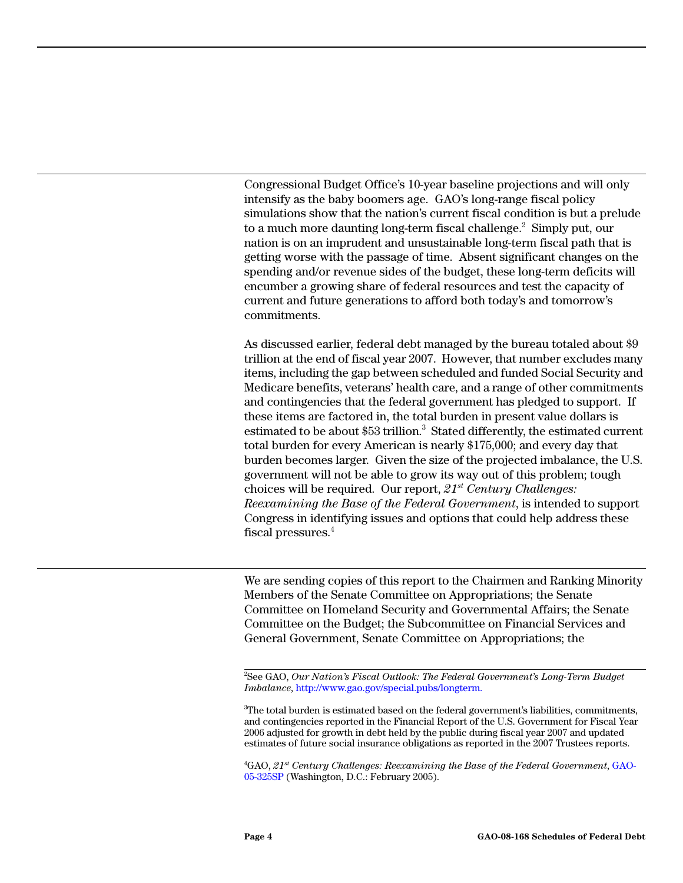Congressional Budget Office's 10-year baseline projections and will only intensify as the baby boomers age. GAO's long-range fiscal policy simulations show that the nation's current fiscal condition is but a prelude to a much more daunting long-term fiscal challenge.[2] Simply put, our nation is on an imprudent and unsustainable long-term fiscal path that is getting worse with the passage of time. Absent significant changes on the spending and/or revenue sides of the budget, these long-term deficits will encumber a growing share of federal resources and test the capacity of current and future generations to afford both today's and tomorrow's commitments.

As discussed earlier, federal debt managed by the bureau totaled about $9 trillion at the end of fiscal year 2007. However, that number excludes many items, including the gap between scheduled and funded Social Security and Medicare benefits, veterans' health care, and a range of other commitments and contingencies that the federal government has pledged to support. If these items are factored in, the total burden in present value dollars is estimated to be about $53 trillion.[3] Stated differently, the estimated current total burden for every American is nearly $175,000; and every day that burden becomes larger. Given the size of the projected imbalance, the U.S. government will not be able to grow its way out of this problem; tough choices will be required. Our report, *21st Century Challenges: Reexamining the Base of the Federal Government*, is intended to support Congress in identifying issues and options that could help address these fiscal pressures.[4]

We are sending copies of this report to the Chairmen and Ranking Minority Members of the Senate Committee on Appropriations; the Senate Committee on Homeland Security and Governmental Affairs; the Senate Committee on the Budget; the Subcommittee on Financial Services and General Government, Senate Committee on Appropriations; the

---

[2]See GAO, *Our Nation's Fiscal Outlook: The Federal Government's Long-Term Budget Imbalance*, http://www.gao.gov/special.pubs/longterm.

[3]The total burden is estimated based on the federal government's liabilities, commitments, and contingencies reported in the Financial Report of the U.S. Government for Fiscal Year 2006 adjusted for growth in debt held by the public during fiscal year 2007 and updated estimates of future social insurance obligations as reported in the 2007 Trustees reports.

[4]GAO, *21st Century Challenges: Reexamining the Base of the Federal Government*, GAO-05-325SP (Washington, D.C.: February 2005).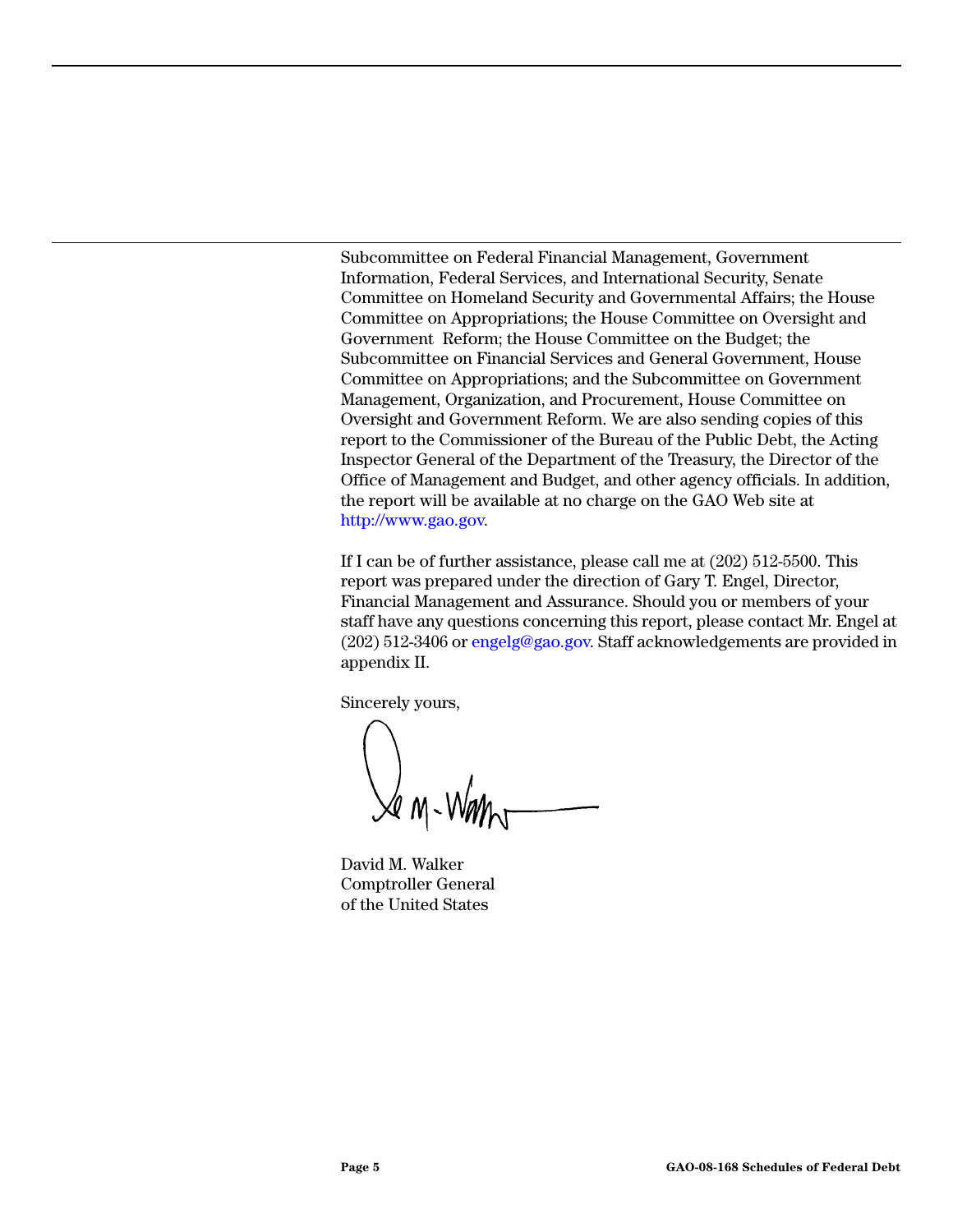Subcommittee on Federal Financial Management, Government Information, Federal Services, and International Security, Senate Committee on Homeland Security and Governmental Affairs; the House Committee on Appropriations; the House Committee on Oversight and Government Reform; the House Committee on the Budget; the Subcommittee on Financial Services and General Government, House Committee on Appropriations; and the Subcommittee on Government Management, Organization, and Procurement, House Committee on Oversight and Government Reform. We are also sending copies of this report to the Commissioner of the Bureau of the Public Debt, the Acting Inspector General of the Department of the Treasury, the Director of the Office of Management and Budget, and other agency officials. In addition, the report will be available at no charge on the GAO Web site at http://www.gao.gov.

If I can be of further assistance, please call me at (202) 512-5500. This report was prepared under the direction of Gary T. Engel, Director, Financial Management and Assurance. Should you or members of your staff have any questions concerning this report, please contact Mr. Engel at (202) 512-3406 or engelg@gao.gov. Staff acknowledgements are provided in appendix II.

Sincerely yours,

David M. Walker
Comptroller General
of the United States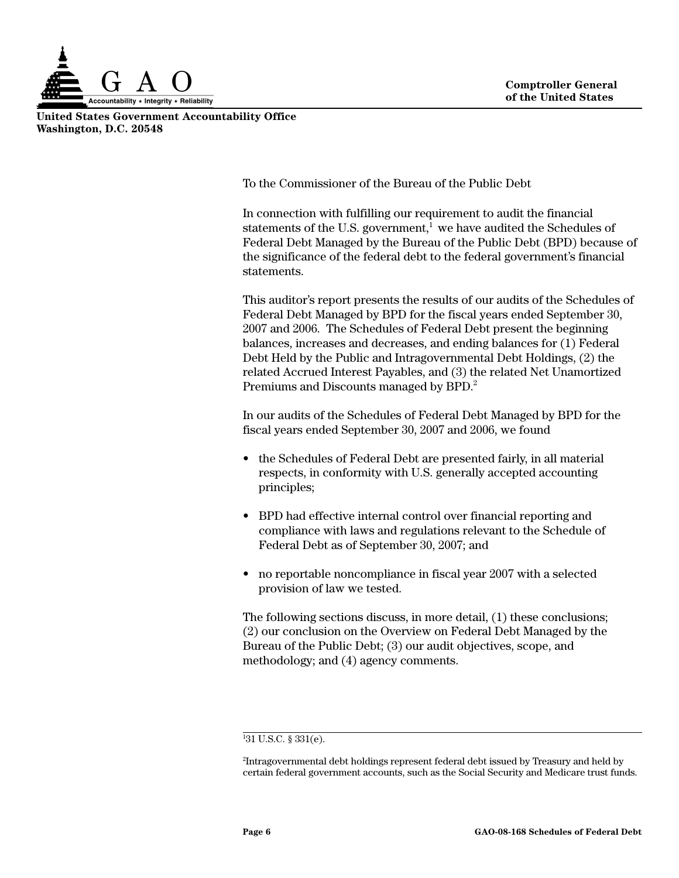**United States Government Accountability Office**
**Washington, D.C. 20548**

**Comptroller General of the United States**

To the Commissioner of the Bureau of the Public Debt

In connection with fulfilling our requirement to audit the financial statements of the U.S. government,[1] we have audited the Schedules of Federal Debt Managed by the Bureau of the Public Debt (BPD) because of the significance of the federal debt to the federal government's financial statements.

This auditor's report presents the results of our audits of the Schedules of Federal Debt Managed by BPD for the fiscal years ended September 30, 2007 and 2006. The Schedules of Federal Debt present the beginning balances, increases and decreases, and ending balances for (1) Federal Debt Held by the Public and Intragovernmental Debt Holdings, (2) the related Accrued Interest Payables, and (3) the related Net Unamortized Premiums and Discounts managed by BPD.[2]

In our audits of the Schedules of Federal Debt Managed by BPD for the fiscal years ended September 30, 2007 and 2006, we found

- the Schedules of Federal Debt are presented fairly, in all material respects, in conformity with U.S. generally accepted accounting principles;
- BPD had effective internal control over financial reporting and compliance with laws and regulations relevant to the Schedule of Federal Debt as of September 30, 2007; and
- no reportable noncompliance in fiscal year 2007 with a selected provision of law we tested.

The following sections discuss, in more detail, (1) these conclusions; (2) our conclusion on the Overview on Federal Debt Managed by the Bureau of the Public Debt; (3) our audit objectives, scope, and methodology; and (4) agency comments.

---

[1] 31 U.S.C. § 331(e).

[2] Intragovernmental debt holdings represent federal debt issued by Treasury and held by certain federal government accounts, such as the Social Security and Medicare trust funds.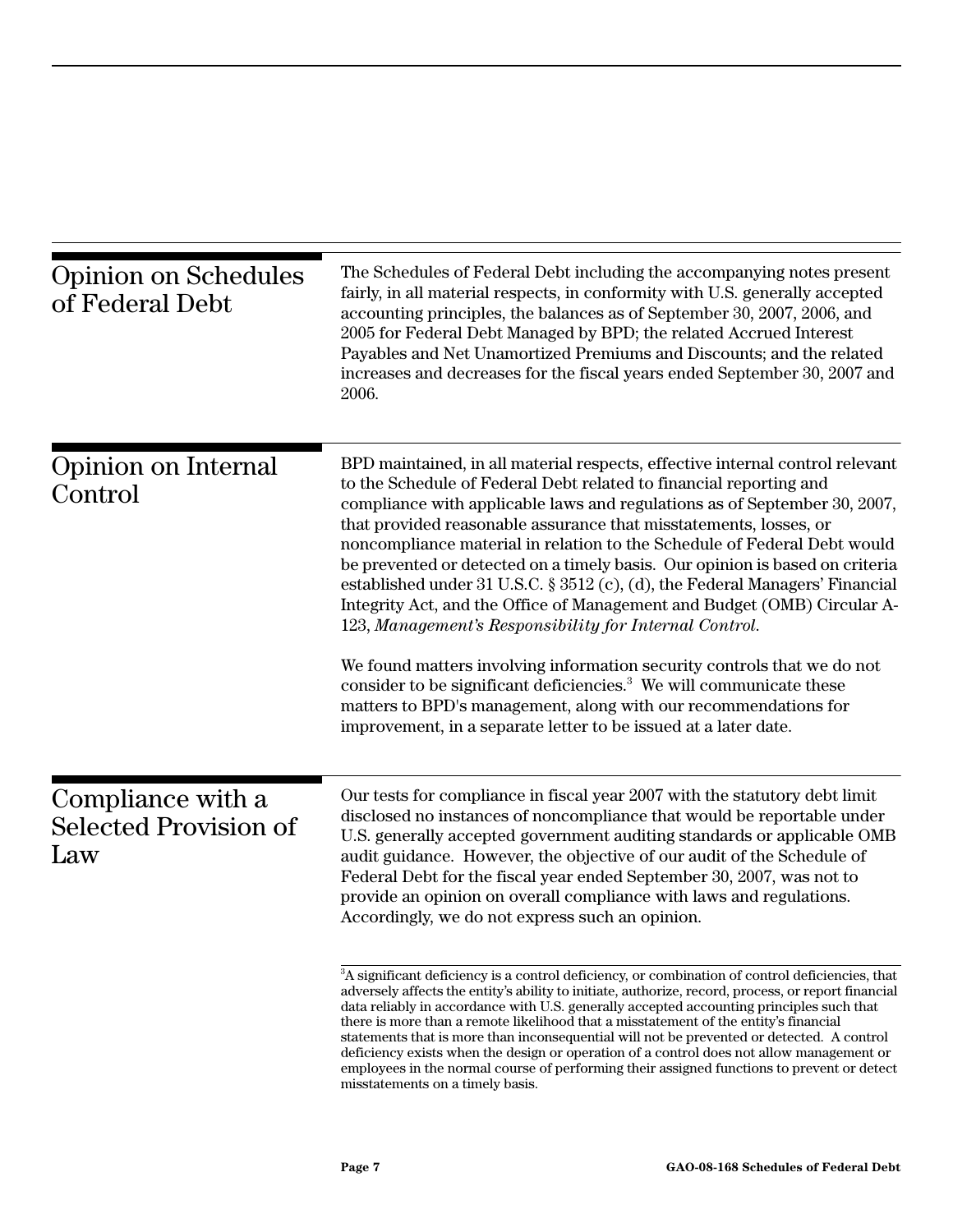## Opinion on Schedules of Federal Debt

The Schedules of Federal Debt including the accompanying notes present fairly, in all material respects, in conformity with U.S. generally accepted accounting principles, the balances as of September 30, 2007, 2006, and 2005 for Federal Debt Managed by BPD; the related Accrued Interest Payables and Net Unamortized Premiums and Discounts; and the related increases and decreases for the fiscal years ended September 30, 2007 and 2006.

## Opinion on Internal Control

BPD maintained, in all material respects, effective internal control relevant to the Schedule of Federal Debt related to financial reporting and compliance with applicable laws and regulations as of September 30, 2007, that provided reasonable assurance that misstatements, losses, or noncompliance material in relation to the Schedule of Federal Debt would be prevented or detected on a timely basis. Our opinion is based on criteria established under 31 U.S.C. § 3512 (c), (d), the Federal Managers' Financial Integrity Act, and the Office of Management and Budget (OMB) Circular A-123, *Management's Responsibility for Internal Control*.

We found matters involving information security controls that we do not consider to be significant deficiencies.[3] We will communicate these matters to BPD's management, along with our recommendations for improvement, in a separate letter to be issued at a later date.

## Compliance with a Selected Provision of Law

Our tests for compliance in fiscal year 2007 with the statutory debt limit disclosed no instances of noncompliance that would be reportable under U.S. generally accepted government auditing standards or applicable OMB audit guidance. However, the objective of our audit of the Schedule of Federal Debt for the fiscal year ended September 30, 2007, was not to provide an opinion on overall compliance with laws and regulations. Accordingly, we do not express such an opinion.

[3]A significant deficiency is a control deficiency, or combination of control deficiencies, that adversely affects the entity's ability to initiate, authorize, record, process, or report financial data reliably in accordance with U.S. generally accepted accounting principles such that there is more than a remote likelihood that a misstatement of the entity's financial statements that is more than inconsequential will not be prevented or detected. A control deficiency exists when the design or operation of a control does not allow management or employees in the normal course of performing their assigned functions to prevent or detect misstatements on a timely basis.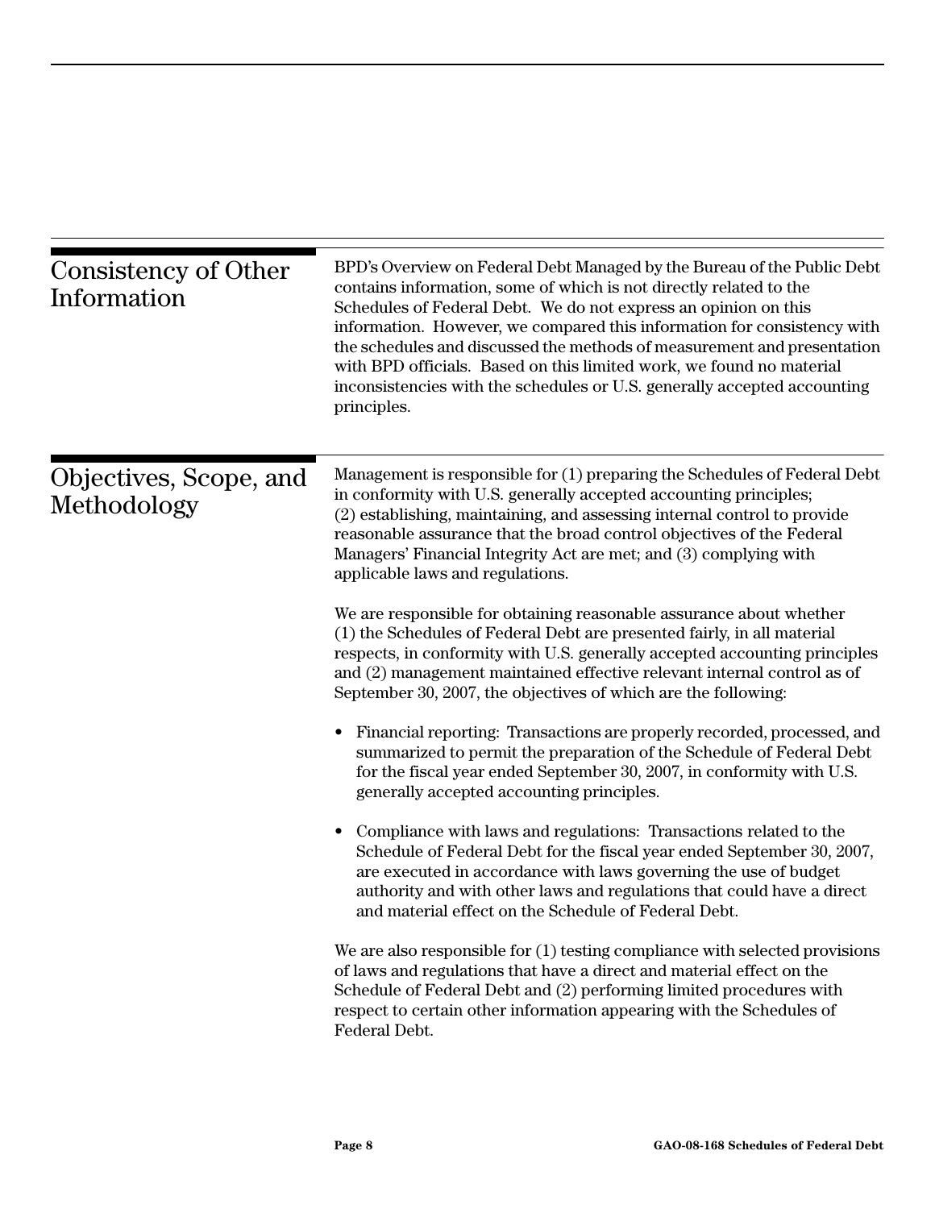## Consistency of Other Information

BPD's Overview on Federal Debt Managed by the Bureau of the Public Debt contains information, some of which is not directly related to the Schedules of Federal Debt. We do not express an opinion on this information. However, we compared this information for consistency with the schedules and discussed the methods of measurement and presentation with BPD officials. Based on this limited work, we found no material inconsistencies with the schedules or U.S. generally accepted accounting principles.

## Objectives, Scope, and Methodology

Management is responsible for (1) preparing the Schedules of Federal Debt in conformity with U.S. generally accepted accounting principles; (2) establishing, maintaining, and assessing internal control to provide reasonable assurance that the broad control objectives of the Federal Managers' Financial Integrity Act are met; and (3) complying with applicable laws and regulations.

We are responsible for obtaining reasonable assurance about whether (1) the Schedules of Federal Debt are presented fairly, in all material respects, in conformity with U.S. generally accepted accounting principles and (2) management maintained effective relevant internal control as of September 30, 2007, the objectives of which are the following:

- Financial reporting: Transactions are properly recorded, processed, and summarized to permit the preparation of the Schedule of Federal Debt for the fiscal year ended September 30, 2007, in conformity with U.S. generally accepted accounting principles.
- Compliance with laws and regulations: Transactions related to the Schedule of Federal Debt for the fiscal year ended September 30, 2007, are executed in accordance with laws governing the use of budget authority and with other laws and regulations that could have a direct and material effect on the Schedule of Federal Debt.

We are also responsible for (1) testing compliance with selected provisions of laws and regulations that have a direct and material effect on the Schedule of Federal Debt and (2) performing limited procedures with respect to certain other information appearing with the Schedules of Federal Debt.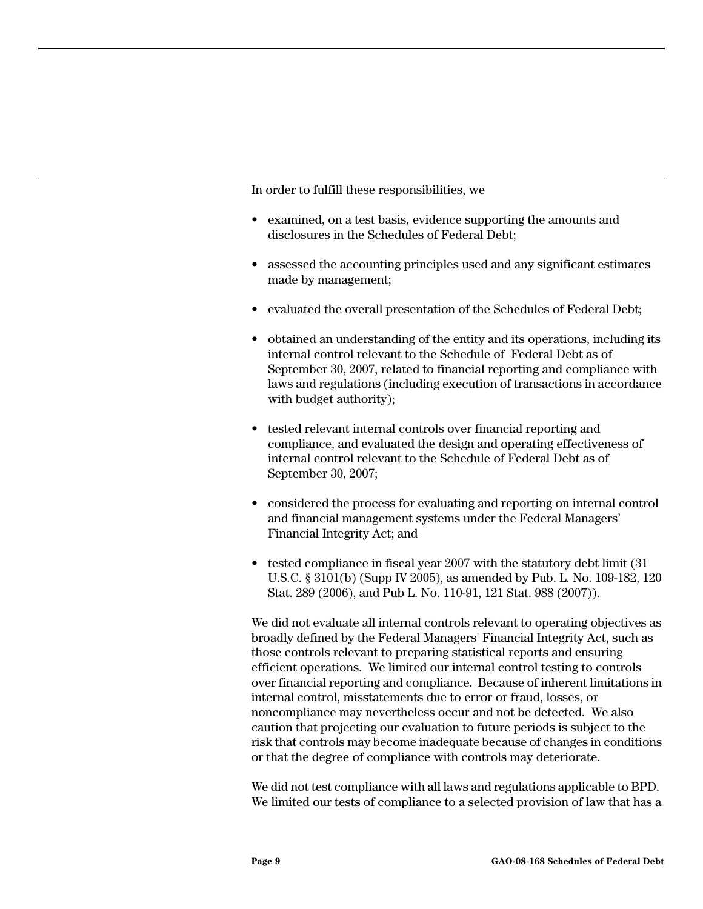In order to fulfill these responsibilities, we

- examined, on a test basis, evidence supporting the amounts and disclosures in the Schedules of Federal Debt;
- assessed the accounting principles used and any significant estimates made by management;
- evaluated the overall presentation of the Schedules of Federal Debt;
- obtained an understanding of the entity and its operations, including its internal control relevant to the Schedule of Federal Debt as of September 30, 2007, related to financial reporting and compliance with laws and regulations (including execution of transactions in accordance with budget authority);
- tested relevant internal controls over financial reporting and compliance, and evaluated the design and operating effectiveness of internal control relevant to the Schedule of Federal Debt as of September 30, 2007;
- considered the process for evaluating and reporting on internal control and financial management systems under the Federal Managers' Financial Integrity Act; and
- tested compliance in fiscal year 2007 with the statutory debt limit (31 U.S.C. § 3101(b) (Supp IV 2005), as amended by Pub. L. No. 109-182, 120 Stat. 289 (2006), and Pub L. No. 110-91, 121 Stat. 988 (2007)).

We did not evaluate all internal controls relevant to operating objectives as broadly defined by the Federal Managers' Financial Integrity Act, such as those controls relevant to preparing statistical reports and ensuring efficient operations. We limited our internal control testing to controls over financial reporting and compliance. Because of inherent limitations in internal control, misstatements due to error or fraud, losses, or noncompliance may nevertheless occur and not be detected. We also caution that projecting our evaluation to future periods is subject to the risk that controls may become inadequate because of changes in conditions or that the degree of compliance with controls may deteriorate.

We did not test compliance with all laws and regulations applicable to BPD. We limited our tests of compliance to a selected provision of law that has a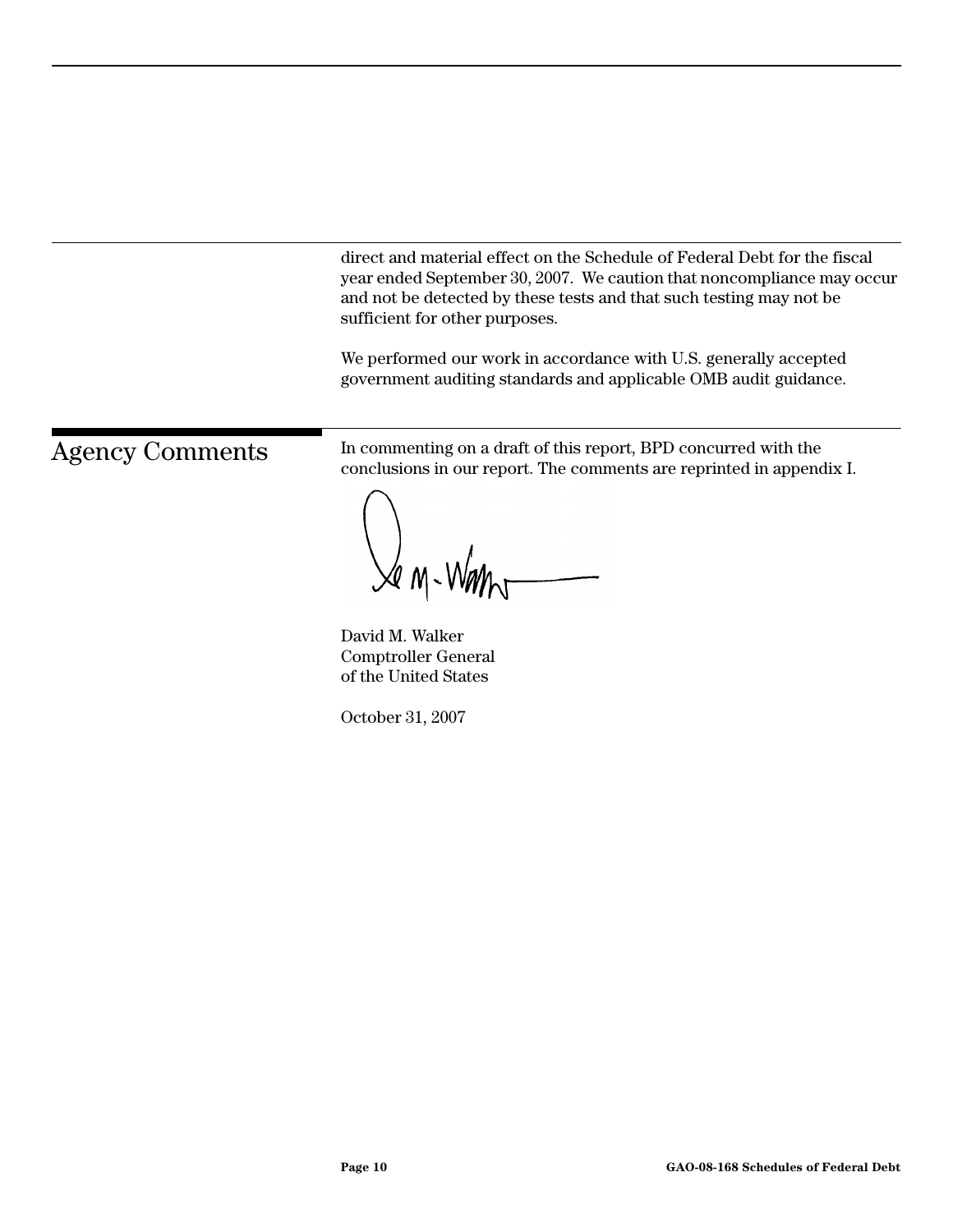direct and material effect on the Schedule of Federal Debt for the fiscal year ended September 30, 2007. We caution that noncompliance may occur and not be detected by these tests and that such testing may not be sufficient for other purposes.

We performed our work in accordance with U.S. generally accepted government auditing standards and applicable OMB audit guidance.

## Agency Comments

In commenting on a draft of this report, BPD concurred with the conclusions in our report. The comments are reprinted in appendix I.

David M. Walker
Comptroller General
of the United States

October 31, 2007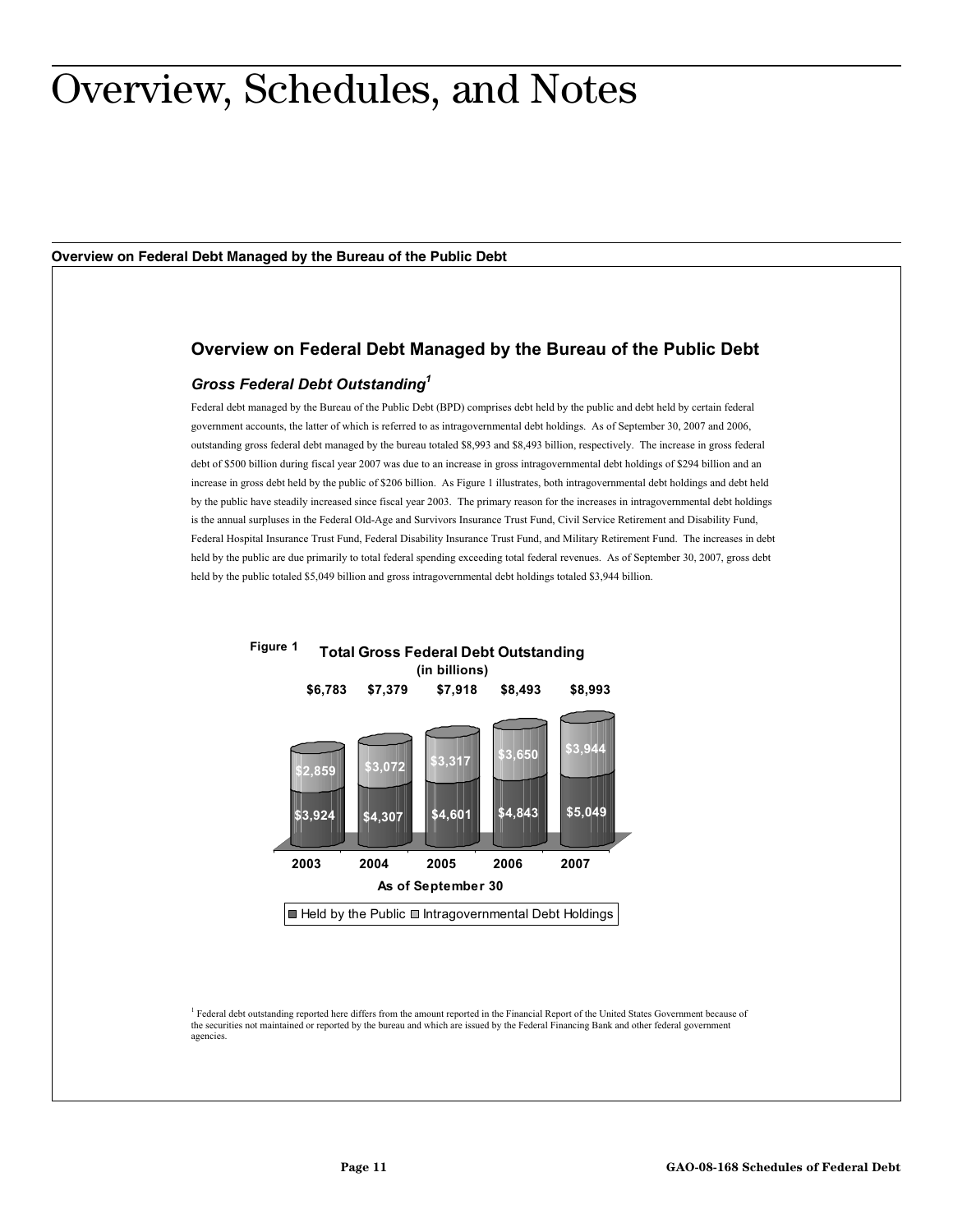# Overview, Schedules, and Notes

## Overview on Federal Debt Managed by the Bureau of the Public Debt

### Overview on Federal Debt Managed by the Bureau of the Public Debt

#### *Gross Federal Debt Outstanding*[1]

Federal debt managed by the Bureau of the Public Debt (BPD) comprises debt held by the public and debt held by certain federal government accounts, the latter of which is referred to as intragovernmental debt holdings. As of September 30, 2007 and 2006, outstanding gross federal debt managed by the bureau totaled $8,993 and $8,493 billion, respectively. The increase in gross federal debt of $500 billion during fiscal year 2007 was due to an increase in gross intragovernmental debt holdings of $294 billion and an increase in gross debt held by the public of $206 billion. As Figure 1 illustrates, both intragovernmental debt holdings and debt held by the public have steadily increased since fiscal year 2003. The primary reason for the increases in intragovernmental debt holdings is the annual surpluses in the Federal Old-Age and Survivors Insurance Trust Fund, Civil Service Retirement and Disability Fund, Federal Hospital Insurance Trust Fund, Federal Disability Insurance Trust Fund, and Military Retirement Fund. The increases in debt held by the public are due primarily to total federal spending exceeding total federal revenues. As of September 30, 2007, gross debt held by the public totaled $5,049 billion and gross intragovernmental debt holdings totaled $3,944 billion.

Figure 1 Total Gross Federal Debt Outstanding
(in billions)

$6,783 $7,379 $7,918 $8,493 $8,993

$2,859 $3,072 $3,317 $3,650 $3,944

$3,924 $4,307 $4,601 $4,843 $5,049

2003 2004 2005 2006 2007

As of September 30

Held by the Public Intragovernmental Debt Holdings

[1] Federal debt outstanding reported here differs from the amount reported in the Financial Report of the United States Government because of the securities not maintained or reported by the bureau and which are issued by the Federal Financing Bank and other federal government agencies.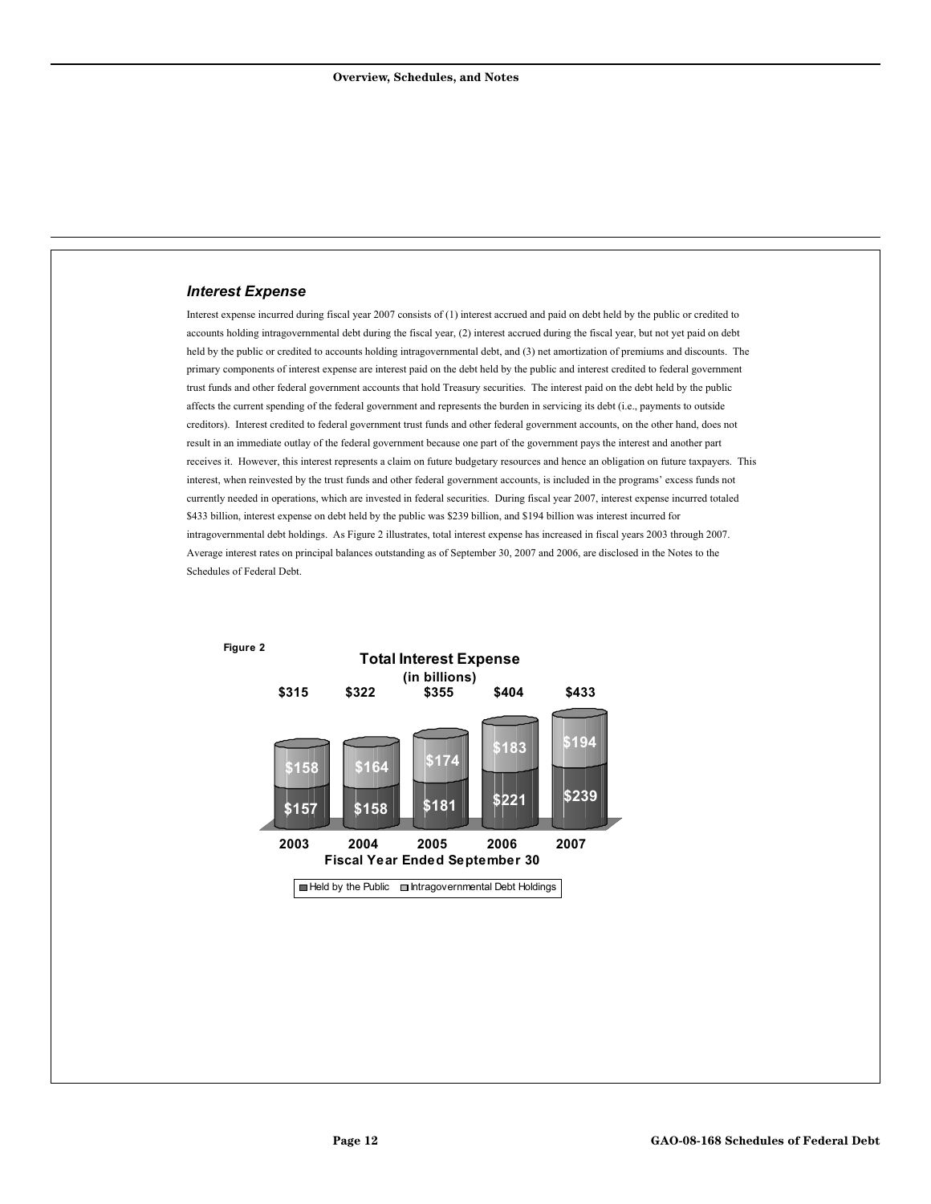### *Interest Expense*

Interest expense incurred during fiscal year 2007 consists of (1) interest accrued and paid on debt held by the public or credited to accounts holding intragovernmental debt during the fiscal year, (2) interest accrued during the fiscal year, but not yet paid on debt held by the public or credited to accounts holding intragovernmental debt, and (3) net amortization of premiums and discounts. The primary components of interest expense are interest paid on the debt held by the public and interest credited to federal government trust funds and other federal government accounts that hold Treasury securities. The interest paid on the debt held by the public affects the current spending of the federal government and represents the burden in servicing its debt (i.e., payments to outside creditors). Interest credited to federal government trust funds and other federal government accounts, on the other hand, does not result in an immediate outlay of the federal government because one part of the government pays the interest and another part receives it. However, this interest represents a claim on future budgetary resources and hence an obligation on future taxpayers. This interest, when reinvested by the trust funds and other federal government accounts, is included in the programs' excess funds not currently needed in operations, which are invested in federal securities. During fiscal year 2007, interest expense incurred totaled $433 billion, interest expense on debt held by the public was $239 billion, and $194 billion was interest incurred for intragovernmental debt holdings. As Figure 2 illustrates, total interest expense has increased in fiscal years 2003 through 2007. Average interest rates on principal balances outstanding as of September 30, 2007 and 2006, are disclosed in the Notes to the Schedules of Federal Debt.

Figure 2

**Total Interest Expense**
**(in billions)**

$315 $322 $355 $404 $433

$158 $164 $174 $183 $194

$157 $158 $181 $221 $239

2003 2004 2005 2006 2007

Fiscal Year Ended September 30

Held by the Public | Intragovernmental Debt Holdings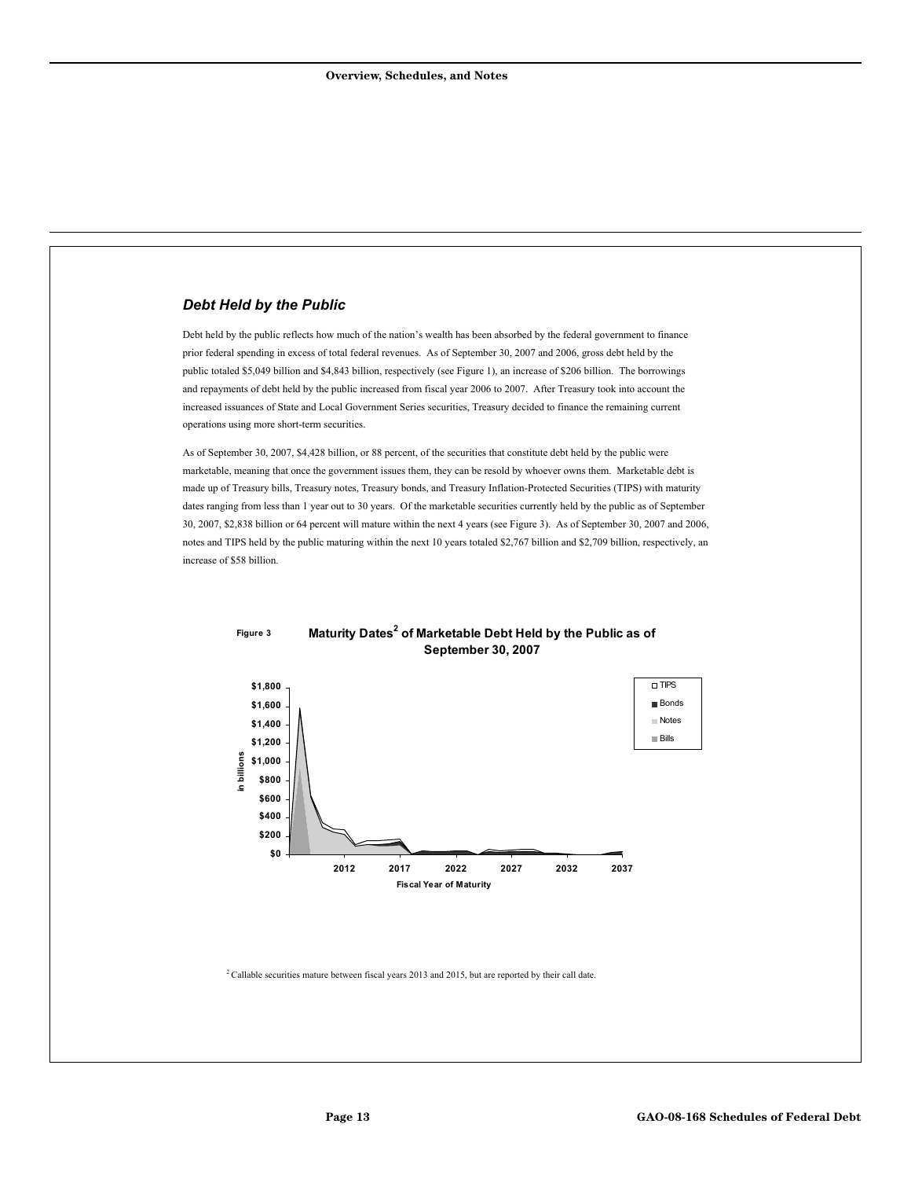## *Debt Held by the Public*

Debt held by the public reflects how much of the nation's wealth has been absorbed by the federal government to finance prior federal spending in excess of total federal revenues. As of September 30, 2007 and 2006, gross debt held by the public totaled $5,049 billion and $4,843 billion, respectively (see Figure 1), an increase of $206 billion. The borrowings and repayments of debt held by the public increased from fiscal year 2006 to 2007. After Treasury took into account the increased issuances of State and Local Government Series securities, Treasury decided to finance the remaining current operations using more short-term securities.

As of September 30, 2007, $4,428 billion, or 88 percent, of the securities that constitute debt held by the public were marketable, meaning that once the government issues them, they can be resold by whoever owns them. Marketable debt is made up of Treasury bills, Treasury notes, Treasury bonds, and Treasury Inflation-Protected Securities (TIPS) with maturity dates ranging from less than 1 year out to 30 years. Of the marketable securities currently held by the public as of September 30, 2007, $2,838 billion or 64 percent will mature within the next 4 years (see Figure 3). As of September 30, 2007 and 2006, notes and TIPS held by the public maturing within the next 10 years totaled $2,767 billion and $2,709 billion, respectively, an increase of $58 billion.

Figure 3 Maturity Dates[2] of Marketable Debt Held by the Public as of September 30, 2007

$1,800
$1,600
$1,400
$1,200
$1,000
$800
$600
$400
$200
$0

in billions

2012
2017
2022
2027
2032
2037

Fiscal Year of Maturity

TIPS
Bonds
Notes
Bills

[2] Callable securities mature between fiscal years 2013 and 2015, but are reported by their call date.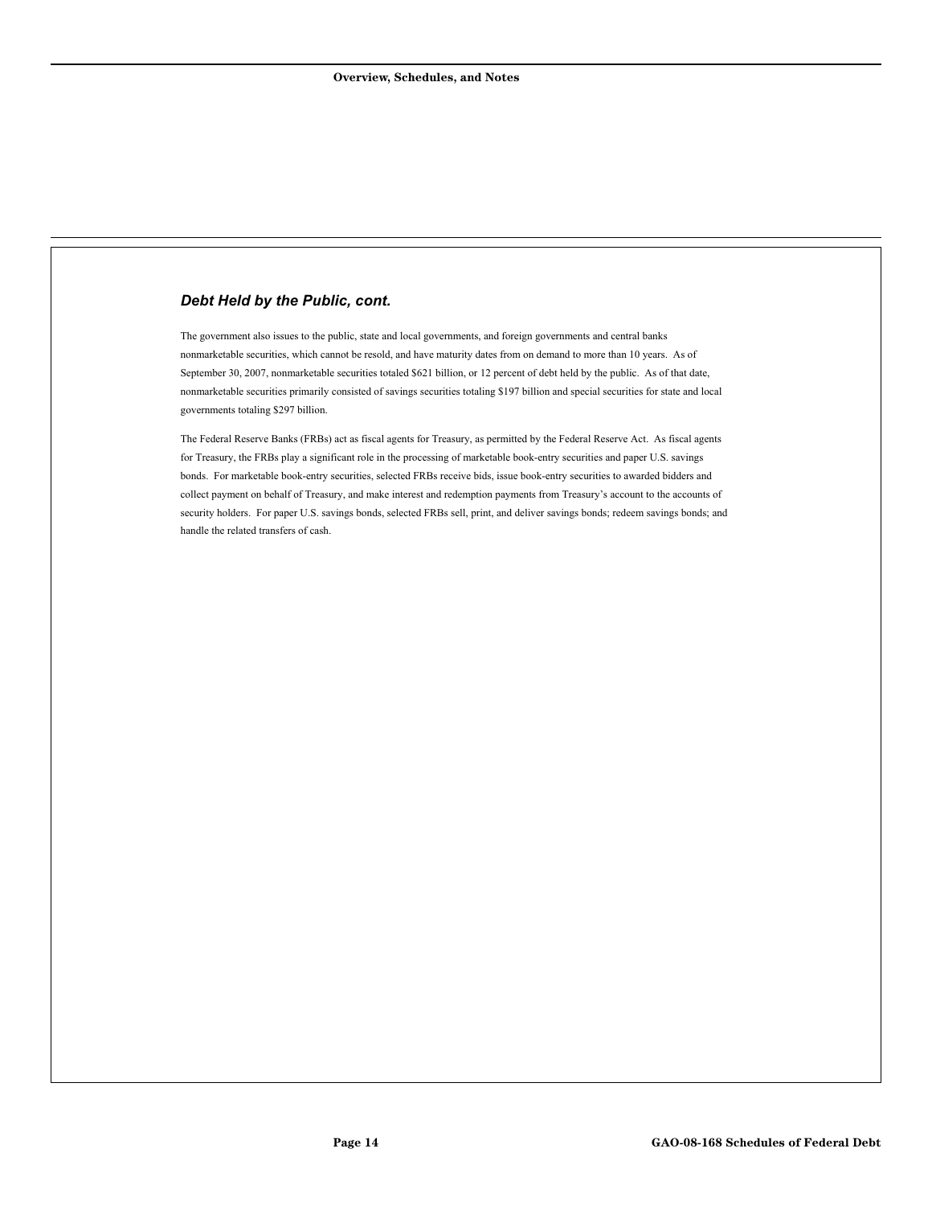### *Debt Held by the Public, cont.*

The government also issues to the public, state and local governments, and foreign governments and central banks nonmarketable securities, which cannot be resold, and have maturity dates from on demand to more than 10 years. As of September 30, 2007, nonmarketable securities totaled $621 billion, or 12 percent of debt held by the public. As of that date, nonmarketable securities primarily consisted of savings securities totaling $197 billion and special securities for state and local governments totaling $297 billion.

The Federal Reserve Banks (FRBs) act as fiscal agents for Treasury, as permitted by the Federal Reserve Act. As fiscal agents for Treasury, the FRBs play a significant role in the processing of marketable book-entry securities and paper U.S. savings bonds. For marketable book-entry securities, selected FRBs receive bids, issue book-entry securities to awarded bidders and collect payment on behalf of Treasury, and make interest and redemption payments from Treasury's account to the accounts of security holders. For paper U.S. savings bonds, selected FRBs sell, print, and deliver savings bonds; redeem savings bonds; and handle the related transfers of cash.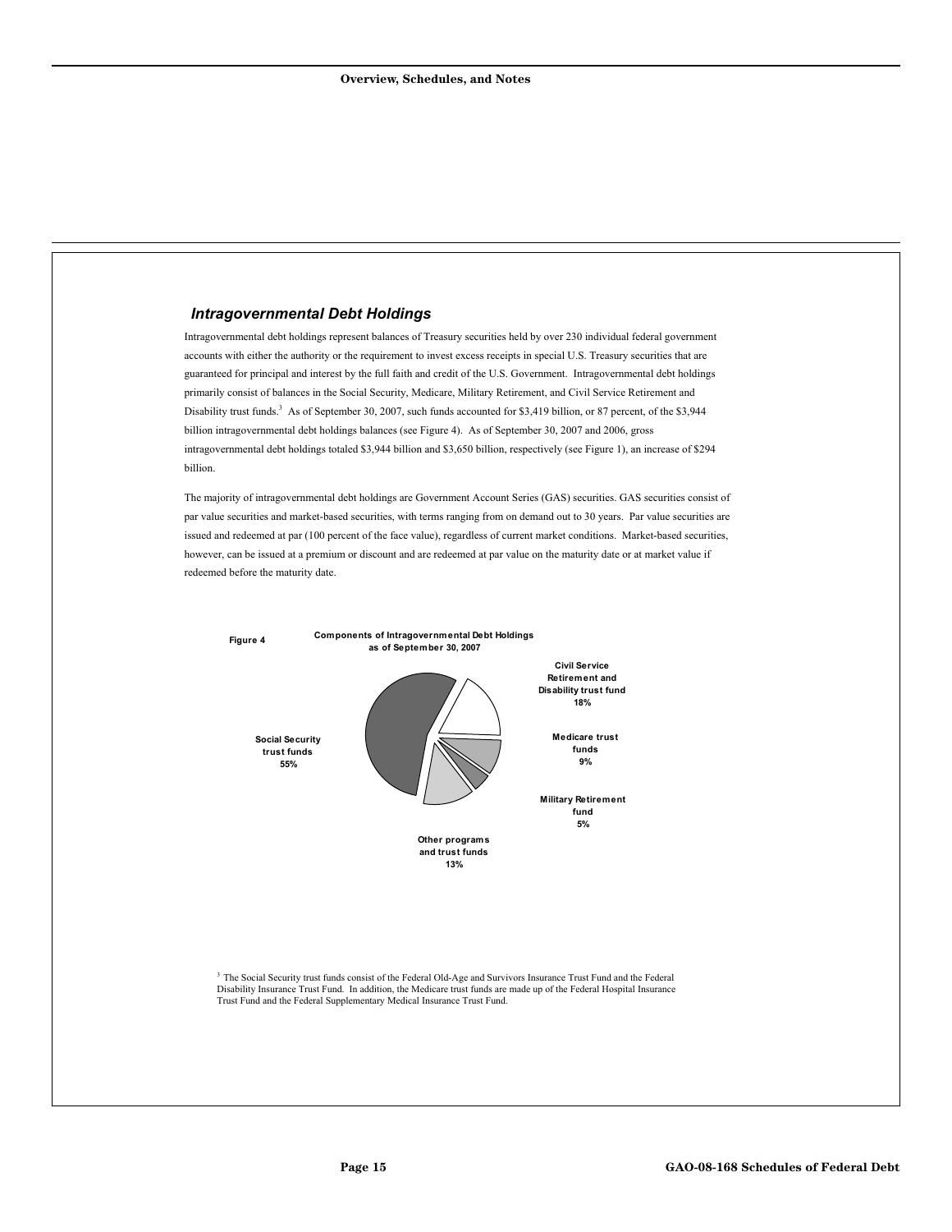### *Intragovernmental Debt Holdings*

Intragovernmental debt holdings represent balances of Treasury securities held by over 230 individual federal government accounts with either the authority or the requirement to invest excess receipts in special U.S. Treasury securities that are guaranteed for principal and interest by the full faith and credit of the U.S. Government. Intragovernmental debt holdings primarily consist of balances in the Social Security, Medicare, Military Retirement, and Civil Service Retirement and Disability trust funds.[3] As of September 30, 2007, such funds accounted for $3,419 billion, or 87 percent, of the $3,944 billion intragovernmental debt holdings balances (see Figure 4). As of September 30, 2007 and 2006, gross intragovernmental debt holdings totaled $3,944 billion and $3,650 billion, respectively (see Figure 1), an increase of $294 billion.

The majority of intragovernmental debt holdings are Government Account Series (GAS) securities. GAS securities consist of par value securities and market-based securities, with terms ranging from on demand out to 30 years. Par value securities are issued and redeemed at par (100 percent of the face value), regardless of current market conditions. Market-based securities, however, can be issued at a premium or discount and are redeemed at par value on the maturity date or at market value if redeemed before the maturity date.

Figure 4

**Components of Intragovernmental Debt Holdings as of September 30, 2007**

Civil Service Retirement and Disability trust fund
18%

Medicare trust funds
9%

Military Retirement fund
5%

Other programs and trust funds
13%

Social Security trust funds
55%

[3] The Social Security trust funds consist of the Federal Old-Age and Survivors Insurance Trust Fund and the Federal Disability Insurance Trust Fund. In addition, the Medicare trust funds are made up of the Federal Hospital Insurance Trust Fund and the Federal Supplementary Medical Insurance Trust Fund.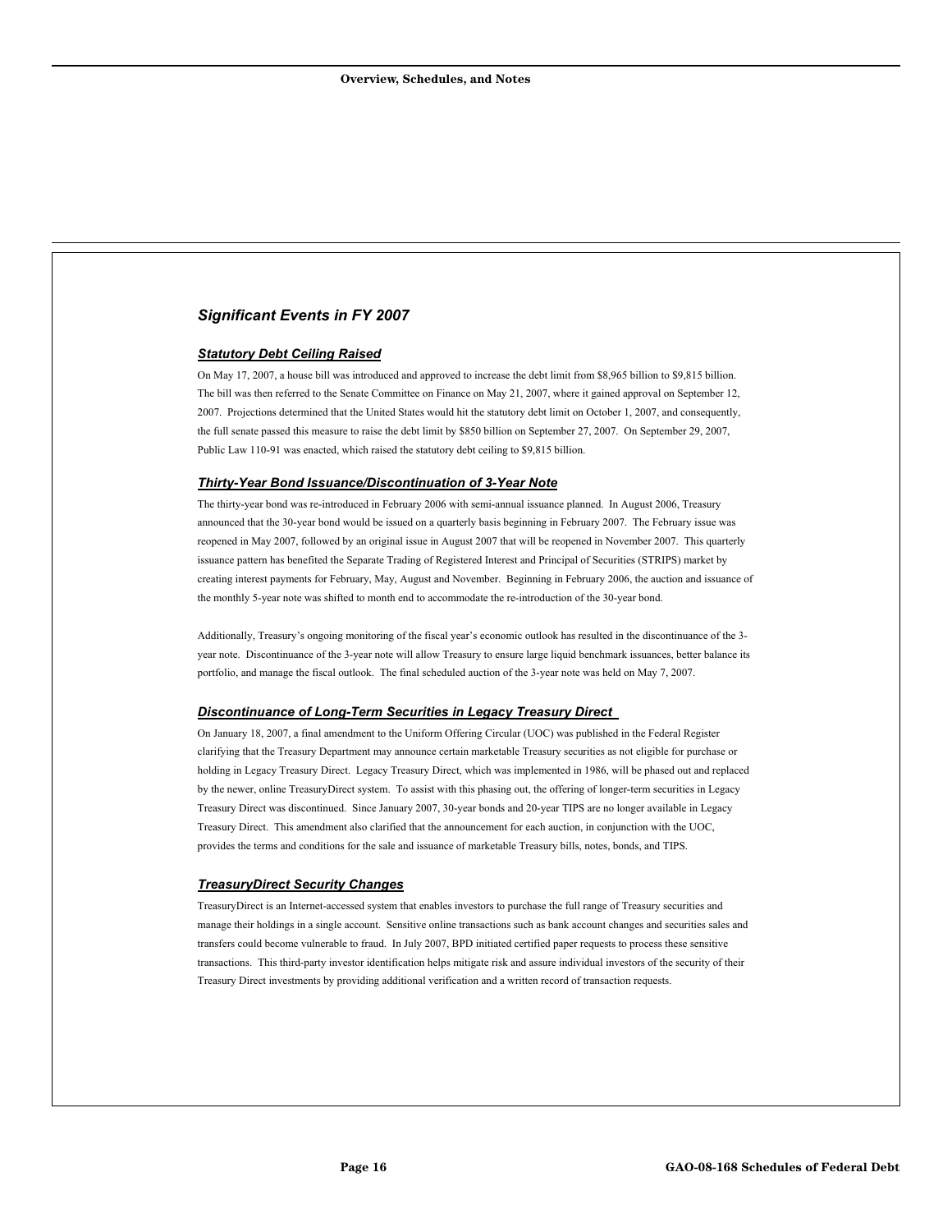## *Significant Events in FY 2007*

### ***Statutory Debt Ceiling Raised***

On May 17, 2007, a house bill was introduced and approved to increase the debt limit from $8,965 billion to $9,815 billion. The bill was then referred to the Senate Committee on Finance on May 21, 2007, where it gained approval on September 12, 2007. Projections determined that the United States would hit the statutory debt limit on October 1, 2007, and consequently, the full senate passed this measure to raise the debt limit by $850 billion on September 27, 2007. On September 29, 2007, Public Law 110-91 was enacted, which raised the statutory debt ceiling to $9,815 billion.

### ***Thirty-Year Bond Issuance/Discontinuation of 3-Year Note***

The thirty-year bond was re-introduced in February 2006 with semi-annual issuance planned. In August 2006, Treasury announced that the 30-year bond would be issued on a quarterly basis beginning in February 2007. The February issue was reopened in May 2007, followed by an original issue in August 2007 that will be reopened in November 2007. This quarterly issuance pattern has benefited the Separate Trading of Registered Interest and Principal of Securities (STRIPS) market by creating interest payments for February, May, August and November. Beginning in February 2006, the auction and issuance of the monthly 5-year note was shifted to month end to accommodate the re-introduction of the 30-year bond.

Additionally, Treasury's ongoing monitoring of the fiscal year's economic outlook has resulted in the discontinuance of the 3-year note. Discontinuance of the 3-year note will allow Treasury to ensure large liquid benchmark issuances, better balance its portfolio, and manage the fiscal outlook. The final scheduled auction of the 3-year note was held on May 7, 2007.

### ***Discontinuance of Long-Term Securities in Legacy Treasury Direct***

On January 18, 2007, a final amendment to the Uniform Offering Circular (UOC) was published in the Federal Register clarifying that the Treasury Department may announce certain marketable Treasury securities as not eligible for purchase or holding in Legacy Treasury Direct. Legacy Treasury Direct, which was implemented in 1986, will be phased out and replaced by the newer, online TreasuryDirect system. To assist with this phasing out, the offering of longer-term securities in Legacy Treasury Direct was discontinued. Since January 2007, 30-year bonds and 20-year TIPS are no longer available in Legacy Treasury Direct. This amendment also clarified that the announcement for each auction, in conjunction with the UOC, provides the terms and conditions for the sale and issuance of marketable Treasury bills, notes, bonds, and TIPS.

### ***TreasuryDirect Security Changes***

TreasuryDirect is an Internet-accessed system that enables investors to purchase the full range of Treasury securities and manage their holdings in a single account. Sensitive online transactions such as bank account changes and securities sales and transfers could become vulnerable to fraud. In July 2007, BPD initiated certified paper requests to process these sensitive transactions. This third-party investor identification helps mitigate risk and assure individual investors of the security of their Treasury Direct investments by providing additional verification and a written record of transaction requests.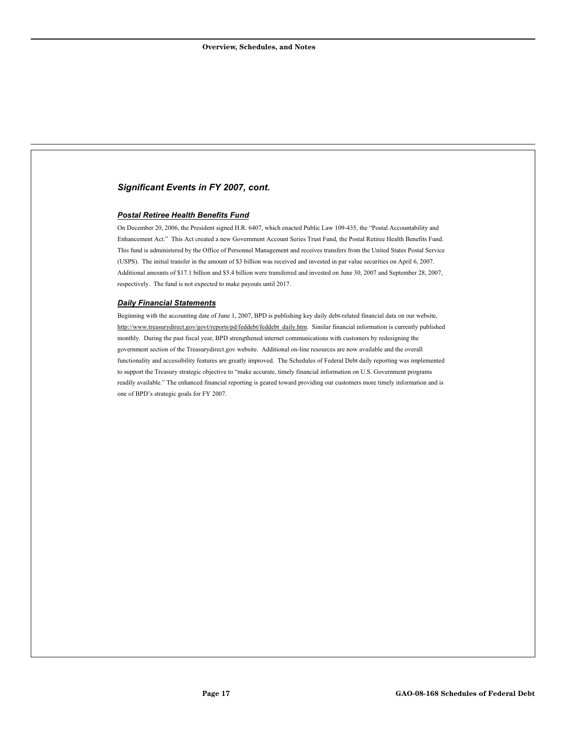### *Significant Events in FY 2007, cont.*

#### ***Postal Retiree Health Benefits Fund***

On December 20, 2006, the President signed H.R. 6407, which enacted Public Law 109-435, the "Postal Accountability and Enhancement Act." This Act created a new Government Account Series Trust Fund, the Postal Retiree Health Benefits Fund. This fund is administered by the Office of Personnel Management and receives transfers from the United States Postal Service (USPS). The initial transfer in the amount of $3 billion was received and invested in par value securities on April 6, 2007. Additional amounts of $17.1 billion and $5.4 billion were transferred and invested on June 30, 2007 and September 28, 2007, respectively. The fund is not expected to make payouts until 2017.

#### ***Daily Financial Statements***

Beginning with the accounting date of June 1, 2007, BPD is publishing key daily debt-related financial data on our website, http://www.treasurydirect.gov/govt/reports/pd/feddebt/feddebt_daily.htm. Similar financial information is currently published monthly. During the past fiscal year, BPD strengthened internet communications with customers by redesigning the government section of the Treasurydirect.gov website. Additional on-line resources are now available and the overall functionality and accessibility features are greatly improved. The Schedules of Federal Debt daily reporting was implemented to support the Treasury strategic objective to "make accurate, timely financial information on U.S. Government programs readily available." The enhanced financial reporting is geared toward providing our customers more timely information and is one of BPD's strategic goals for FY 2007.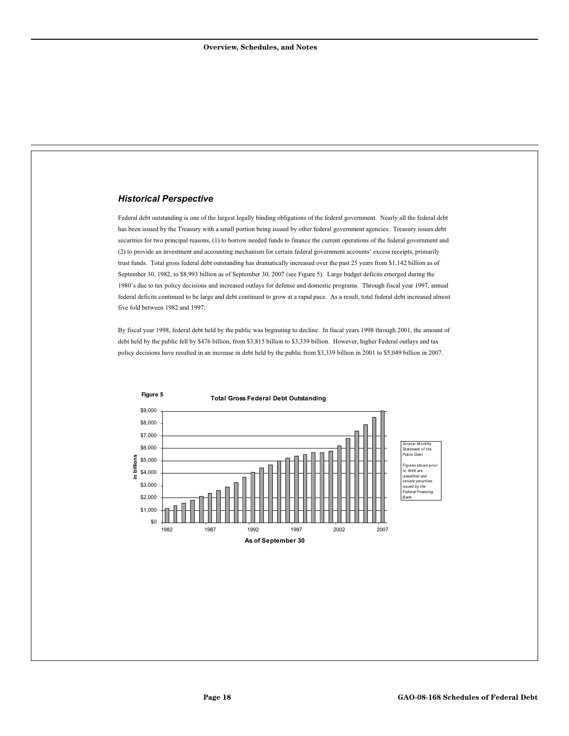## Historical Perspective

Federal debt outstanding is one of the largest legally binding obligations of the federal government. Nearly all the federal debt has been issued by the Treasury with a small portion being issued by other federal government agencies. Treasury issues debt securities for two principal reasons, (1) to borrow needed funds to finance the current operations of the federal government and (2) to provide an investment and accounting mechanism for certain federal government accounts' excess receipts, primarily trust funds. Total gross federal debt outstanding has dramatically increased over the past 25 years from $1,142 billion as of September 30, 1982, to $8,993 billion as of September 30, 2007 (see Figure 5). Large budget deficits emerged during the 1980's due to tax policy decisions and increased outlays for defense and domestic programs. Through fiscal year 1997, annual federal deficits continued to be large and debt continued to grow at a rapid pace. As a result, total federal debt increased almost five fold between 1982 and 1997.

By fiscal year 1998, federal debt held by the public was beginning to decline. In fiscal years 1998 through 2001, the amount of debt held by the public fell by $476 billion, from $3,815 billion to $3,339 billion. However, higher Federal outlays and tax policy decisions have resulted in an increase in debt held by the public from $3,339 billion in 2001 to $5,049 billion in 2007.

Figure 5

Total Gross Federal Debt Outstanding

in billions

$9,000
$8,000
$7,000
$6,000
$5,000
$4,000
$3,000
$2,000
$1,000
$0

1982 1987 1992 1997 2002 2007

As of September 30

*Source: Monthly Statement of the Public Debt*

*Figures shown prior to 1996 are unaudited and include securities issued by the Federal Financing Bank.*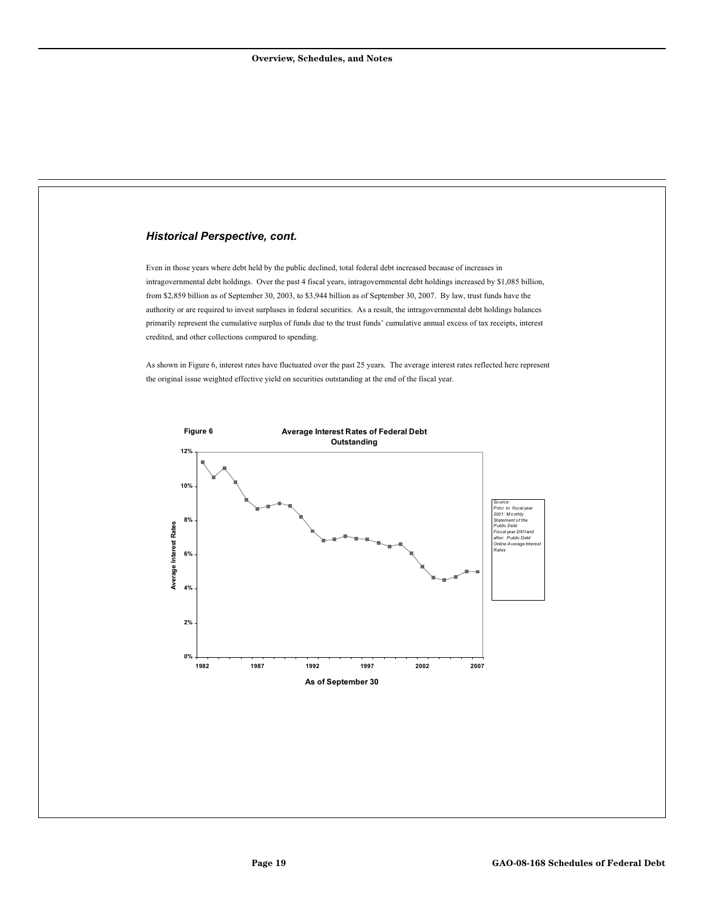### *Historical Perspective, cont.*

Even in those years where debt held by the public declined, total federal debt increased because of increases in intragovernmental debt holdings. Over the past 4 fiscal years, intragovernmental debt holdings increased by $1,085 billion, from $2,859 billion as of September 30, 2003, to $3,944 billion as of September 30, 2007. By law, trust funds have the authority or are required to invest surpluses in federal securities. As a result, the intragovernmental debt holdings balances primarily represent the cumulative surplus of funds due to the trust funds' cumulative annual excess of tax receipts, interest credited, and other collections compared to spending.

As shown in Figure 6, interest rates have fluctuated over the past 25 years. The average interest rates reflected here represent the original issue weighted effective yield on securities outstanding at the end of the fiscal year.

**Figure 6** **Average Interest Rates of Federal Debt Outstanding**

Average Interest Rates: 0%, 2%, 4%, 6%, 8%, 10%, 12%

As of September 30: 1982, 1987, 1992, 1997, 2002, 2007

*Source: Prior to fiscal year 2001: Monthly Statement of the Public Debt Fiscal year 2001and after: Public Debt Online Average Interest Rates*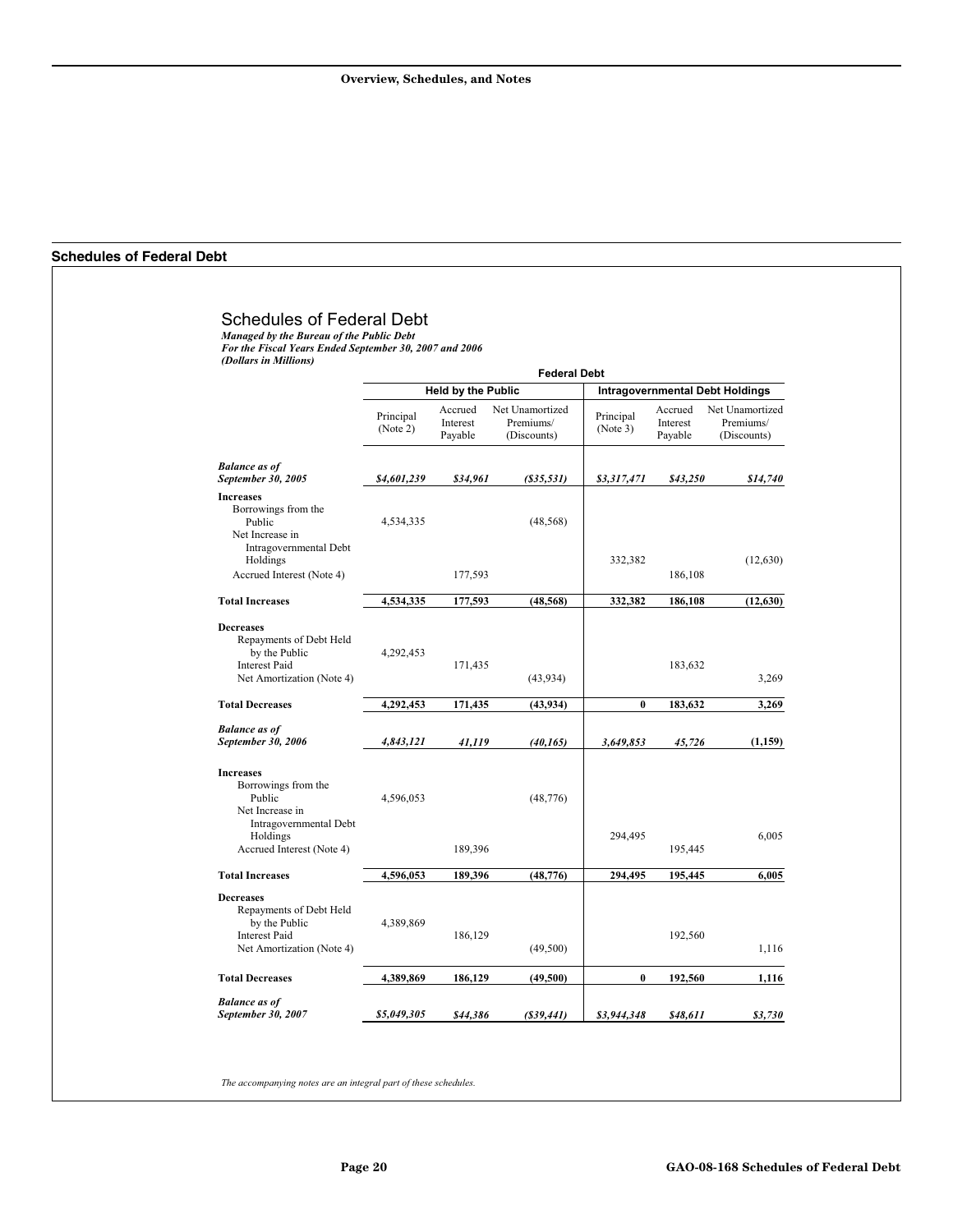## Schedules of Federal Debt

# Schedules of Federal Debt

***Managed by the Bureau of the Public Debt***
***For the Fiscal Years Ended September 30, 2007 and 2006***
***(Dollars in Millions)***

| | Federal Debt | | | | | |
|---|---|---|---|---|---|---|
| | **Held by the Public** | | | **Intragovernmental Debt Holdings** | | |
| | Principal (Note 2) | Accrued Interest Payable | Net Unamortized Premiums/ (Discounts) | Principal (Note 3) | Accrued Interest Payable | Net Unamortized Premiums/ (Discounts) |
| ***Balance as of September 30, 2005*** | ***$4,601,239*** | ***$34,961*** | ***($35,531)*** | ***$3,317,471*** | ***$43,250*** | ***$14,740*** |
| **Increases** | | | | | | |
| Borrowings from the Public | 4,534,335 | | (48,568) | | | |
| Net Increase in Intragovernmental Debt Holdings | | | | 332,382 | | (12,630) |
| Accrued Interest (Note 4) | | 177,593 | | | 186,108 | |
| **Total Increases** | **4,534,335** | **177,593** | **(48,568)** | **332,382** | **186,108** | **(12,630)** |
| **Decreases** | | | | | | |
| Repayments of Debt Held by the Public | 4,292,453 | | | | | |
| Interest Paid | | 171,435 | | | 183,632 | |
| Net Amortization (Note 4) | | | (43,934) | | | 3,269 |
| **Total Decreases** | **4,292,453** | **171,435** | **(43,934)** | **0** | **183,632** | **3,269** |
| ***Balance as of September 30, 2006*** | ***4,843,121*** | ***41,119*** | ***(40,165)*** | ***3,649,853*** | ***45,726*** | ***(1,159)*** |
| **Increases** | | | | | | |
| Borrowings from the Public | 4,596,053 | | (48,776) | | | |
| Net Increase in Intragovernmental Debt Holdings | | | | 294,495 | | 6,005 |
| Accrued Interest (Note 4) | | 189,396 | | | 195,445 | |
| **Total Increases** | **4,596,053** | **189,396** | **(48,776)** | **294,495** | **195,445** | **6,005** |
| **Decreases** | | | | | | |
| Repayments of Debt Held by the Public | 4,389,869 | | | | | |
| Interest Paid | | 186,129 | | | 192,560 | |
| Net Amortization (Note 4) | | | (49,500) | | | 1,116 |
| **Total Decreases** | **4,389,869** | **186,129** | **(49,500)** | **0** | **192,560** | **1,116** |
| ***Balance as of September 30, 2007*** | ***$5,049,305*** | ***$44,386*** | ***($39,441)*** | ***$3,944,348*** | ***$48,611*** | ***$3,730*** |

*The accompanying notes are an integral part of these schedules.*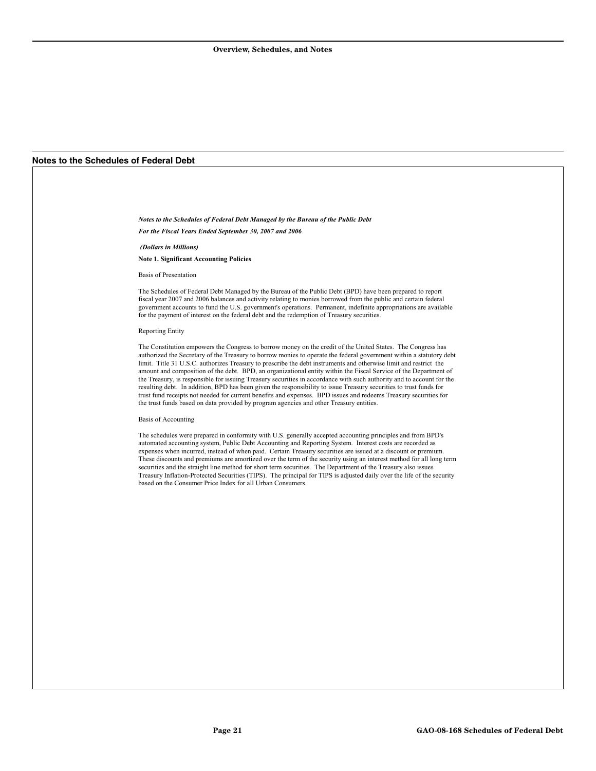## Notes to the Schedules of Federal Debt

*Notes to the Schedules of Federal Debt Managed by the Bureau of the Public Debt*

*For the Fiscal Years Ended September 30, 2007 and 2006*

***(Dollars in Millions)***

**Note 1. Significant Accounting Policies**

Basis of Presentation

The Schedules of Federal Debt Managed by the Bureau of the Public Debt (BPD) have been prepared to report fiscal year 2007 and 2006 balances and activity relating to monies borrowed from the public and certain federal government accounts to fund the U.S. government's operations. Permanent, indefinite appropriations are available for the payment of interest on the federal debt and the redemption of Treasury securities.

Reporting Entity

The Constitution empowers the Congress to borrow money on the credit of the United States. The Congress has authorized the Secretary of the Treasury to borrow monies to operate the federal government within a statutory debt limit. Title 31 U.S.C. authorizes Treasury to prescribe the debt instruments and otherwise limit and restrict the amount and composition of the debt. BPD, an organizational entity within the Fiscal Service of the Department of the Treasury, is responsible for issuing Treasury securities in accordance with such authority and to account for the resulting debt. In addition, BPD has been given the responsibility to issue Treasury securities to trust funds for trust fund receipts not needed for current benefits and expenses. BPD issues and redeems Treasury securities for the trust funds based on data provided by program agencies and other Treasury entities.

Basis of Accounting

The schedules were prepared in conformity with U.S. generally accepted accounting principles and from BPD's automated accounting system, Public Debt Accounting and Reporting System. Interest costs are recorded as expenses when incurred, instead of when paid. Certain Treasury securities are issued at a discount or premium. These discounts and premiums are amortized over the term of the security using an interest method for all long term securities and the straight line method for short term securities. The Department of the Treasury also issues Treasury Inflation-Protected Securities (TIPS). The principal for TIPS is adjusted daily over the life of the security based on the Consumer Price Index for all Urban Consumers.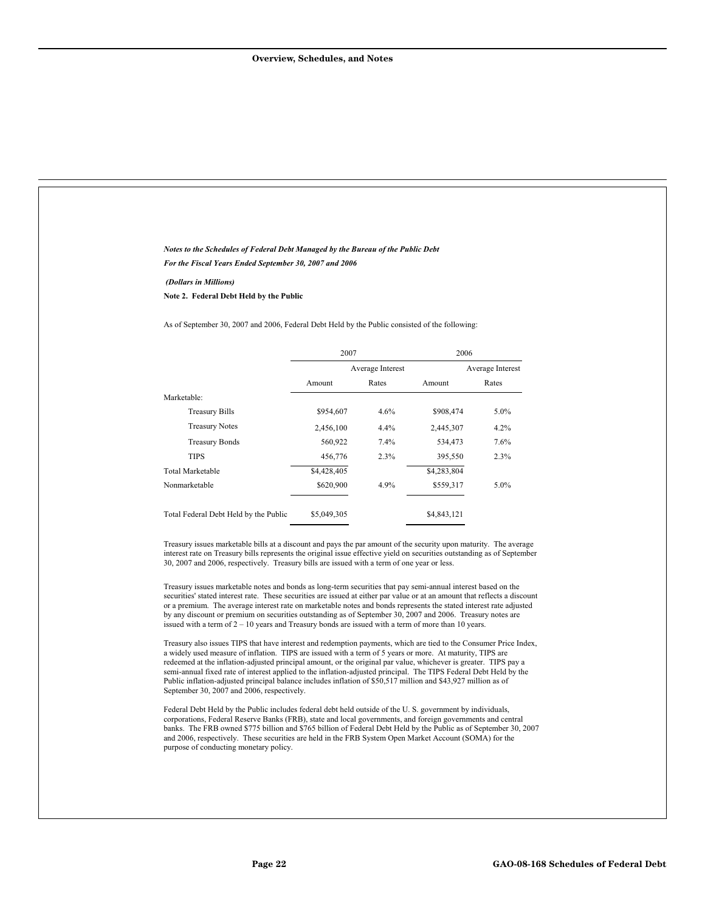*Notes to the Schedules of Federal Debt Managed by the Bureau of the Public Debt*

*For the Fiscal Years Ended September 30, 2007 and 2006*

*(Dollars in Millions)*

**Note 2. Federal Debt Held by the Public**

As of September 30, 2007 and 2006, Federal Debt Held by the Public consisted of the following:

| | 2007 | | 2006 | |
|---|---|---|---|---|
| | Amount | Average Interest Rates | Amount | Average Interest Rates |
| Marketable: | | | | |
| Treasury Bills | $954,607 | 4.6% | $908,474 | 5.0% |
| Treasury Notes | 2,456,100 | 4.4% | 2,445,307 | 4.2% |
| Treasury Bonds | 560,922 | 7.4% | 534,473 | 7.6% |
| TIPS | 456,776 | 2.3% | 395,550 | 2.3% |
| Total Marketable | $4,428,405 | | $4,283,804 | |
| Nonmarketable | $620,900 | 4.9% | $559,317 | 5.0% |
| Total Federal Debt Held by the Public | $5,049,305 | | $4,843,121 | |

Treasury issues marketable bills at a discount and pays the par amount of the security upon maturity. The average interest rate on Treasury bills represents the original issue effective yield on securities outstanding as of September 30, 2007 and 2006, respectively. Treasury bills are issued with a term of one year or less.

Treasury issues marketable notes and bonds as long-term securities that pay semi-annual interest based on the securities' stated interest rate. These securities are issued at either par value or at an amount that reflects a discount or a premium. The average interest rate on marketable notes and bonds represents the stated interest rate adjusted by any discount or premium on securities outstanding as of September 30, 2007 and 2006. Treasury notes are issued with a term of 2 – 10 years and Treasury bonds are issued with a term of more than 10 years.

Treasury also issues TIPS that have interest and redemption payments, which are tied to the Consumer Price Index, a widely used measure of inflation. TIPS are issued with a term of 5 years or more. At maturity, TIPS are redeemed at the inflation-adjusted principal amount, or the original par value, whichever is greater. TIPS pay a semi-annual fixed rate of interest applied to the inflation-adjusted principal. The TIPS Federal Debt Held by the Public inflation-adjusted principal balance includes inflation of $50,517 million and $43,927 million as of September 30, 2007 and 2006, respectively.

Federal Debt Held by the Public includes federal debt held outside of the U. S. government by individuals, corporations, Federal Reserve Banks (FRB), state and local governments, and foreign governments and central banks. The FRB owned $775 billion and $765 billion of Federal Debt Held by the Public as of September 30, 2007 and 2006, respectively. These securities are held in the FRB System Open Market Account (SOMA) for the purpose of conducting monetary policy.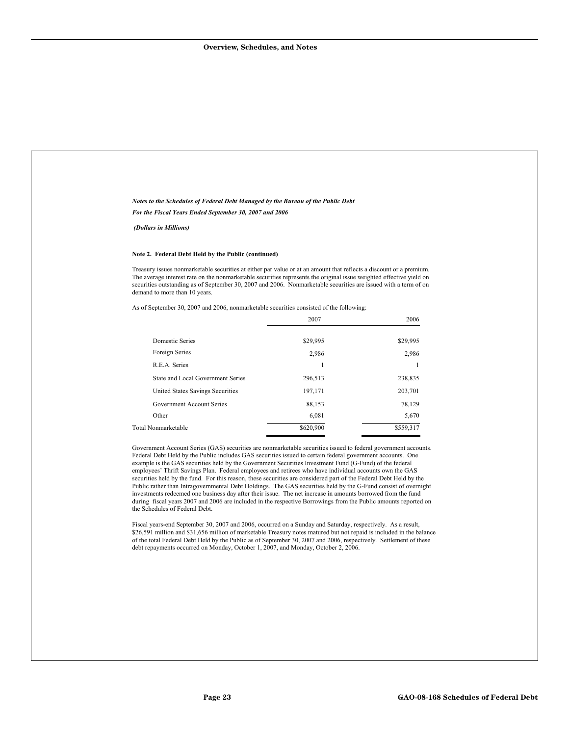*Notes to the Schedules of Federal Debt Managed by the Bureau of the Public Debt*

*For the Fiscal Years Ended September 30, 2007 and 2006*

*(Dollars in Millions)*

**Note 2. Federal Debt Held by the Public (continued)**

Treasury issues nonmarketable securities at either par value or at an amount that reflects a discount or a premium. The average interest rate on the nonmarketable securities represents the original issue weighted effective yield on securities outstanding as of September 30, 2007 and 2006. Nonmarketable securities are issued with a term of on demand to more than 10 years.

As of September 30, 2007 and 2006, nonmarketable securities consisted of the following:

| | 2007 | 2006 |
|---|---|---|
| Domestic Series | $29,995 | $29,995 |
| Foreign Series | 2,986 | 2,986 |
| R.E.A. Series | 1 | 1 |
| State and Local Government Series | 296,513 | 238,835 |
| United States Savings Securities | 197,171 | 203,701 |
| Government Account Series | 88,153 | 78,129 |
| Other | 6,081 | 5,670 |
| Total Nonmarketable | $620,900 | $559,317 |

Government Account Series (GAS) securities are nonmarketable securities issued to federal government accounts. Federal Debt Held by the Public includes GAS securities issued to certain federal government accounts. One example is the GAS securities held by the Government Securities Investment Fund (G-Fund) of the federal employees' Thrift Savings Plan. Federal employees and retirees who have individual accounts own the GAS securities held by the fund. For this reason, these securities are considered part of the Federal Debt Held by the Public rather than Intragovernmental Debt Holdings. The GAS securities held by the G-Fund consist of overnight investments redeemed one business day after their issue. The net increase in amounts borrowed from the fund during fiscal years 2007 and 2006 are included in the respective Borrowings from the Public amounts reported on the Schedules of Federal Debt.

Fiscal years-end September 30, 2007 and 2006, occurred on a Sunday and Saturday, respectively. As a result, $26,591 million and $31,656 million of marketable Treasury notes matured but not repaid is included in the balance of the total Federal Debt Held by the Public as of September 30, 2007 and 2006, respectively. Settlement of these debt repayments occurred on Monday, October 1, 2007, and Monday, October 2, 2006.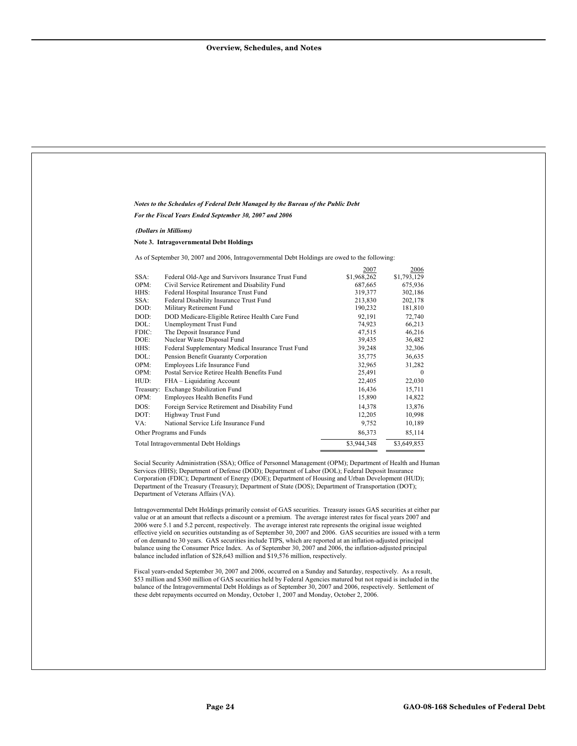*Notes to the Schedules of Federal Debt Managed by the Bureau of the Public Debt*

*For the Fiscal Years Ended September 30, 2007 and 2006*

***(Dollars in Millions)***

**Note 3. Intragovernmental Debt Holdings**

As of September 30, 2007 and 2006, Intragovernmental Debt Holdings are owed to the following:

| | | 2007 | 2006 |
|---|---|---|---|
| SSA: | Federal Old-Age and Survivors Insurance Trust Fund | $1,968,262 | $1,793,129 |
| OPM: | Civil Service Retirement and Disability Fund | 687,665 | 675,936 |
| HHS: | Federal Hospital Insurance Trust Fund | 319,377 | 302,186 |
| SSA: | Federal Disability Insurance Trust Fund | 213,830 | 202,178 |
| DOD: | Military Retirement Fund | 190,232 | 181,810 |
| DOD: | DOD Medicare-Eligible Retiree Health Care Fund | 92,191 | 72,740 |
| DOL: | Unemployment Trust Fund | 74,923 | 66,213 |
| FDIC: | The Deposit Insurance Fund | 47,515 | 46,216 |
| DOE: | Nuclear Waste Disposal Fund | 39,435 | 36,482 |
| HHS: | Federal Supplementary Medical Insurance Trust Fund | 39,248 | 32,306 |
| DOL: | Pension Benefit Guaranty Corporation | 35,775 | 36,635 |
| OPM: | Employees Life Insurance Fund | 32,965 | 31,282 |
| OPM: | Postal Service Retiree Health Benefits Fund | 25,491 | 0 |
| HUD: | FHA – Liquidating Account | 22,405 | 22,030 |
| Treasury: | Exchange Stabilization Fund | 16,436 | 15,711 |
| OPM: | Employees Health Benefits Fund | 15,890 | 14,822 |
| DOS: | Foreign Service Retirement and Disability Fund | 14,378 | 13,876 |
| DOT: | Highway Trust Fund | 12,205 | 10,998 |
| VA: | National Service Life Insurance Fund | 9,752 | 10,189 |
| Other Programs and Funds | | 86,373 | 85,114 |
| Total Intragovernmental Debt Holdings | | $3,944,348 | $3,649,853 |

Social Security Administration (SSA); Office of Personnel Management (OPM); Department of Health and Human Services (HHS); Department of Defense (DOD); Department of Labor (DOL); Federal Deposit Insurance Corporation (FDIC); Department of Energy (DOE); Department of Housing and Urban Development (HUD); Department of the Treasury (Treasury); Department of State (DOS); Department of Transportation (DOT); Department of Veterans Affairs (VA).

Intragovernmental Debt Holdings primarily consist of GAS securities. Treasury issues GAS securities at either par value or at an amount that reflects a discount or a premium. The average interest rates for fiscal years 2007 and 2006 were 5.1 and 5.2 percent, respectively. The average interest rate represents the original issue weighted effective yield on securities outstanding as of September 30, 2007 and 2006. GAS securities are issued with a term of on demand to 30 years. GAS securities include TIPS, which are reported at an inflation-adjusted principal balance using the Consumer Price Index. As of September 30, 2007 and 2006, the inflation-adjusted principal balance included inflation of $28,643 million and $19,576 million, respectively.

Fiscal years-ended September 30, 2007 and 2006, occurred on a Sunday and Saturday, respectively. As a result, $53 million and $360 million of GAS securities held by Federal Agencies matured but not repaid is included in the balance of the Intragovernmental Debt Holdings as of September 30, 2007 and 2006, respectively. Settlement of these debt repayments occurred on Monday, October 1, 2007 and Monday, October 2, 2006.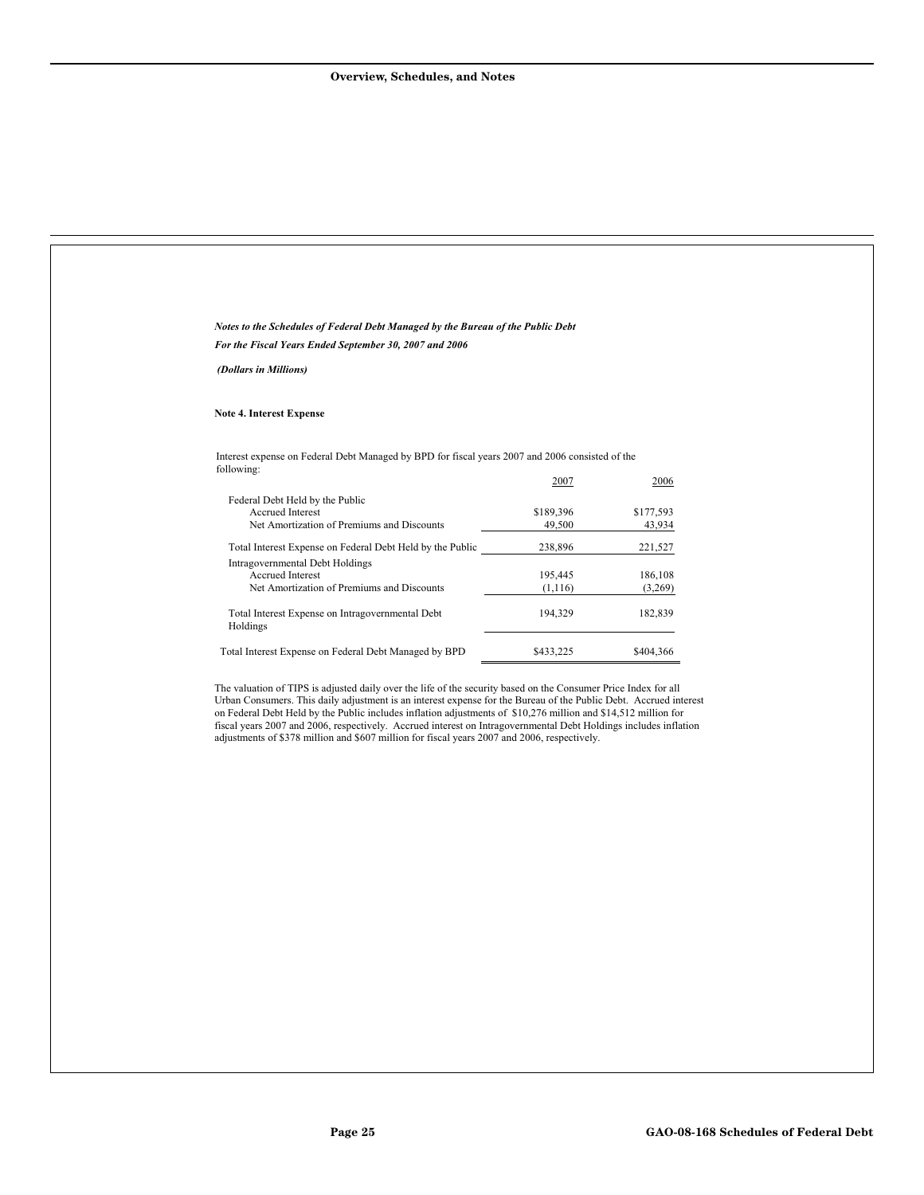*Notes to the Schedules of Federal Debt Managed by the Bureau of the Public Debt*

*For the Fiscal Years Ended September 30, 2007 and 2006*

*(Dollars in Millions)*

**Note 4. Interest Expense**

Interest expense on Federal Debt Managed by BPD for fiscal years 2007 and 2006 consisted of the following:

| | 2007 | 2006 |
|---|---|---|
| Federal Debt Held by the Public | | |
| Accrued Interest | $189,396 | $177,593 |
| Net Amortization of Premiums and Discounts | 49,500 | 43,934 |
| Total Interest Expense on Federal Debt Held by the Public | 238,896 | 221,527 |
| Intragovernmental Debt Holdings | | |
| Accrued Interest | 195,445 | 186,108 |
| Net Amortization of Premiums and Discounts | (1,116) | (3,269) |
| Total Interest Expense on Intragovernmental Debt Holdings | 194,329 | 182,839 |
| Total Interest Expense on Federal Debt Managed by BPD | $433,225 | $404,366 |

The valuation of TIPS is adjusted daily over the life of the security based on the Consumer Price Index for all Urban Consumers. This daily adjustment is an interest expense for the Bureau of the Public Debt. Accrued interest on Federal Debt Held by the Public includes inflation adjustments of $10,276 million and $14,512 million for fiscal years 2007 and 2006, respectively. Accrued interest on Intragovernmental Debt Holdings includes inflation adjustments of $378 million and $607 million for fiscal years 2007 and 2006, respectively.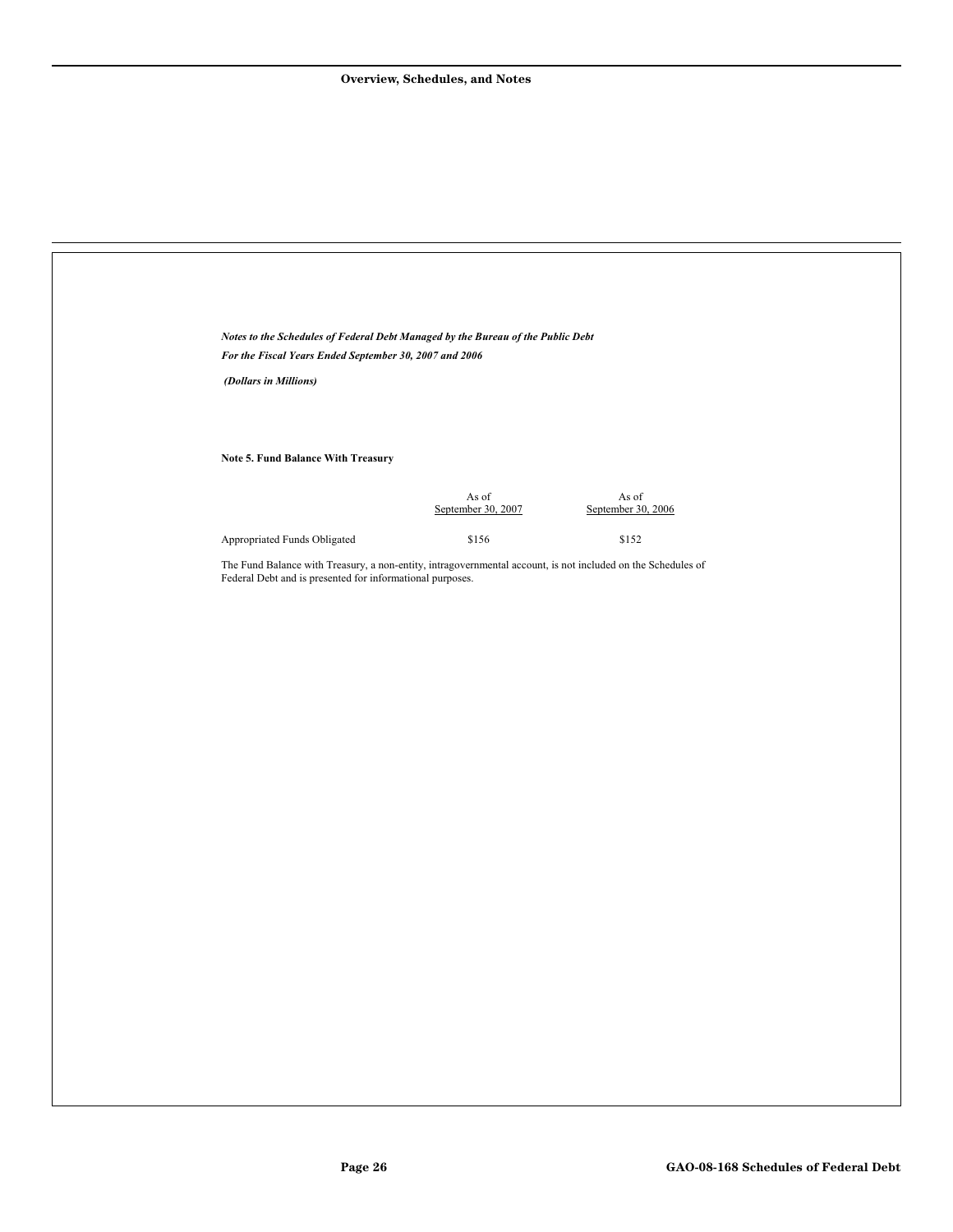*Notes to the Schedules of Federal Debt Managed by the Bureau of the Public Debt*

*For the Fiscal Years Ended September 30, 2007 and 2006*

*(Dollars in Millions)*

**Note 5. Fund Balance With Treasury**

| | As of September 30, 2007 | As of September 30, 2006 |
|---|---|---|
| Appropriated Funds Obligated | $156 | $152 |

The Fund Balance with Treasury, a non-entity, intragovernmental account, is not included on the Schedules of Federal Debt and is presented for informational purposes.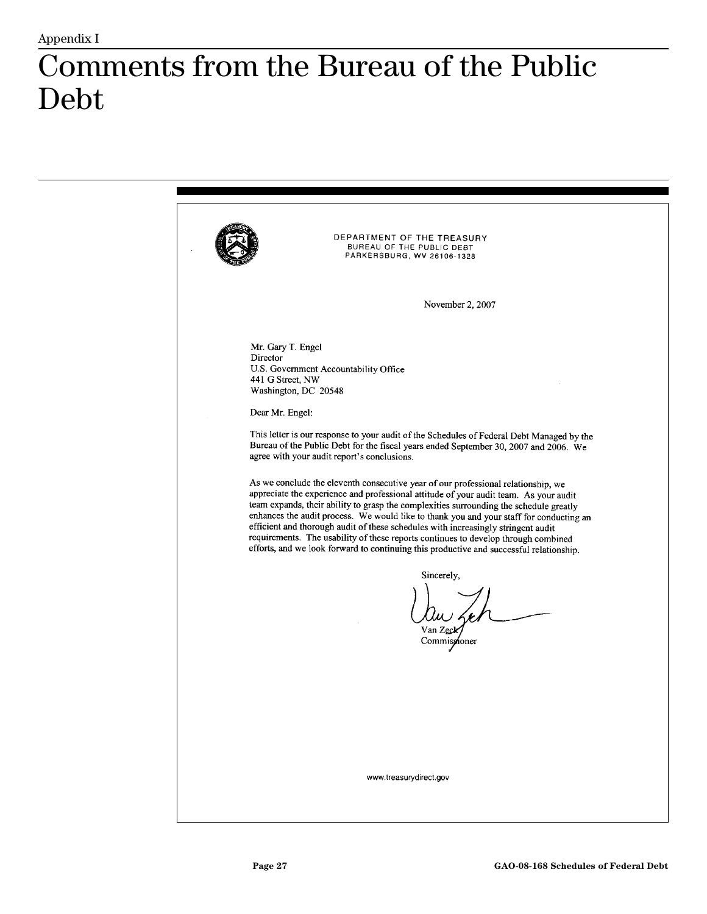Appendix I

# Comments from the Bureau of the Public Debt

DEPARTMENT OF THE TREASURY
BUREAU OF THE PUBLIC DEBT
PARKERSBURG, WV 26106-1328

November 2, 2007

Mr. Gary T. Engel
Director
U.S. Government Accountability Office
441 G Street, NW
Washington, DC 20548

Dear Mr. Engel:

This letter is our response to your audit of the Schedules of Federal Debt Managed by the Bureau of the Public Debt for the fiscal years ended September 30, 2007 and 2006. We agree with your audit report's conclusions.

As we conclude the eleventh consecutive year of our professional relationship, we appreciate the experience and professional attitude of your audit team. As your audit team expands, their ability to grasp the complexities surrounding the schedule greatly enhances the audit process. We would like to thank you and your staff for conducting an efficient and thorough audit of these schedules with increasingly stringent audit requirements. The usability of these reports continues to develop through combined efforts, and we look forward to continuing this productive and successful relationship.

Sincerely,

Van Zeck
Commissioner

www.treasurydirect.gov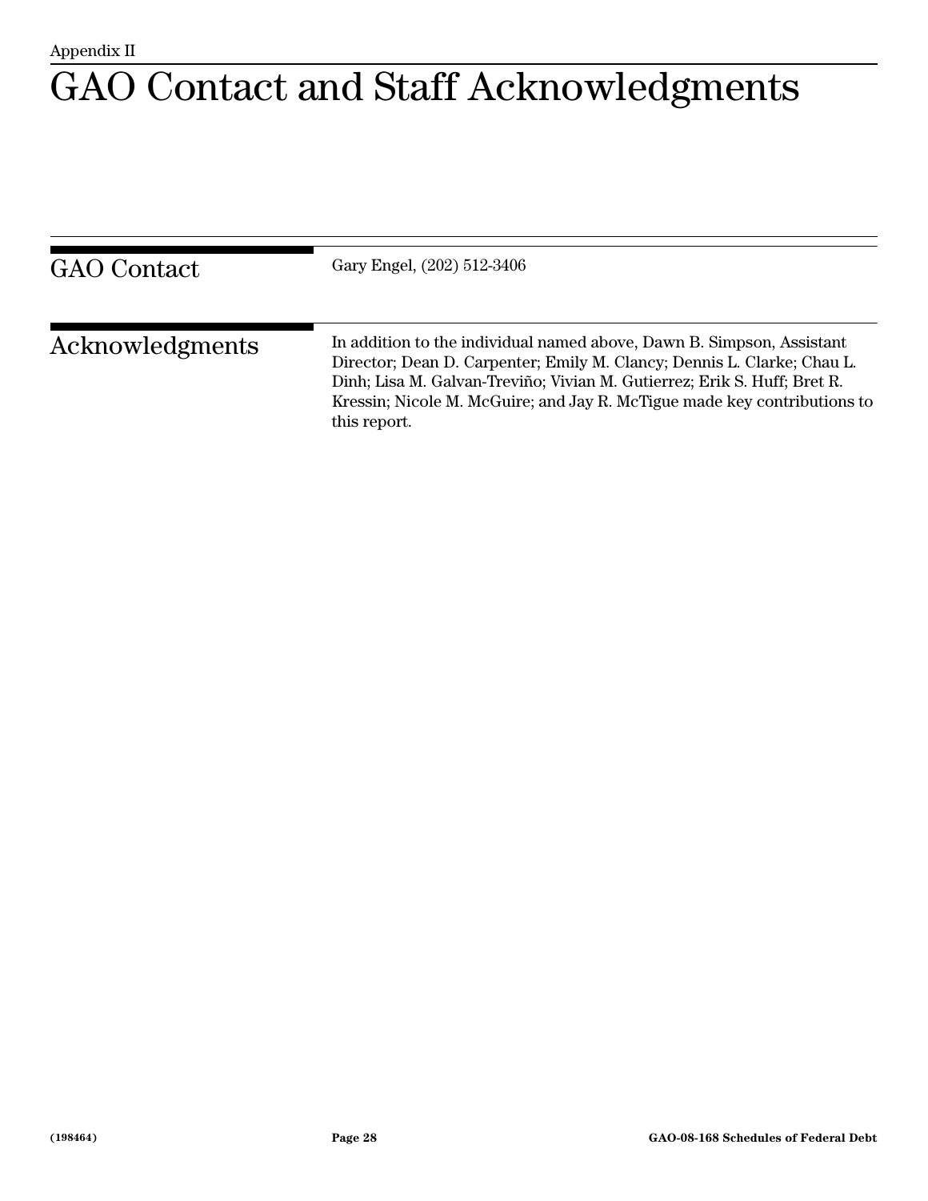Appendix II

# GAO Contact and Staff Acknowledgments

## GAO Contact

Gary Engel, (202) 512-3406

## Acknowledgments

In addition to the individual named above, Dawn B. Simpson, Assistant Director; Dean D. Carpenter; Emily M. Clancy; Dennis L. Clarke; Chau L. Dinh; Lisa M. Galvan-Treviño; Vivian M. Gutierrez; Erik S. Huff; Bret R. Kressin; Nicole M. McGuire; and Jay R. McTigue made key contributions to this report.

(198464)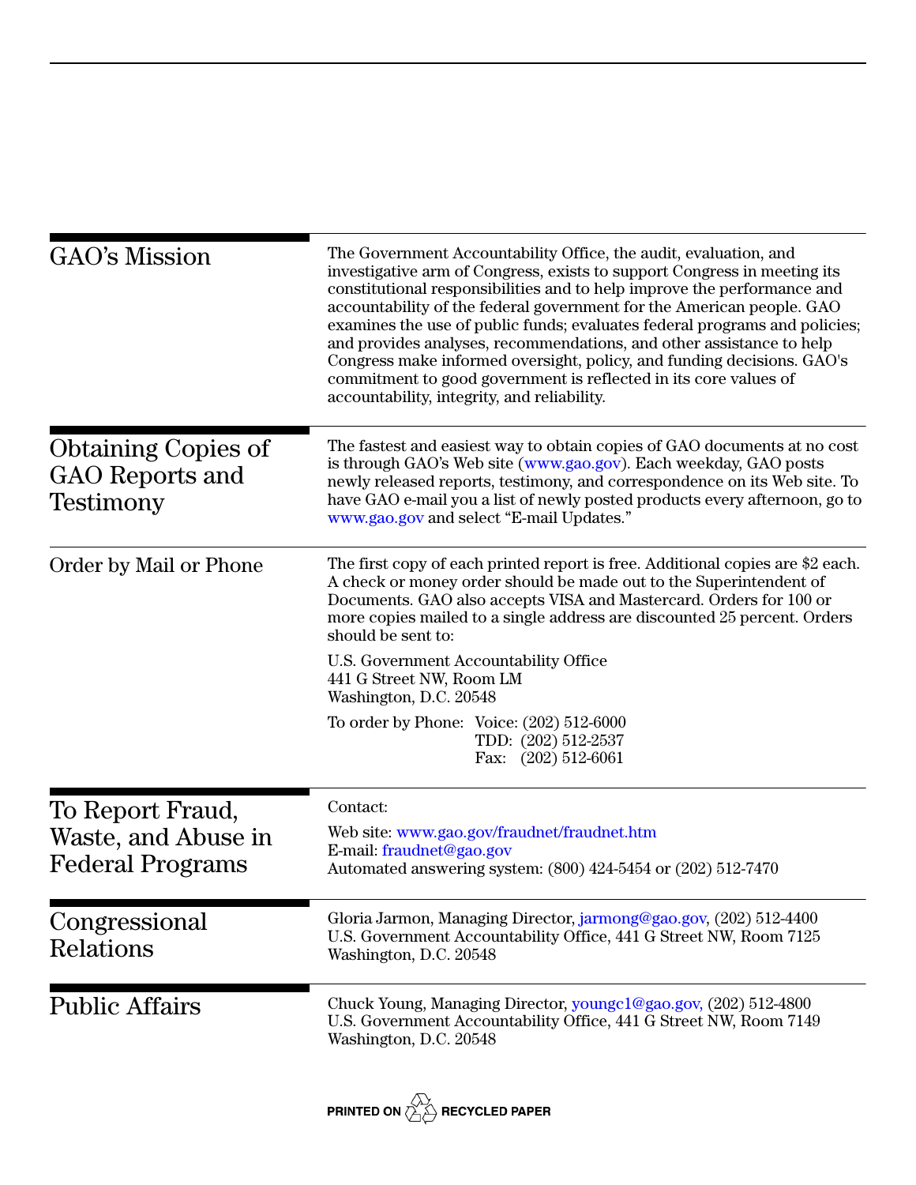## GAO's Mission

The Government Accountability Office, the audit, evaluation, and investigative arm of Congress, exists to support Congress in meeting its constitutional responsibilities and to help improve the performance and accountability of the federal government for the American people. GAO examines the use of public funds; evaluates federal programs and policies; and provides analyses, recommendations, and other assistance to help Congress make informed oversight, policy, and funding decisions. GAO's commitment to good government is reflected in its core values of accountability, integrity, and reliability.

## Obtaining Copies of GAO Reports and Testimony

The fastest and easiest way to obtain copies of GAO documents at no cost is through GAO's Web site (www.gao.gov). Each weekday, GAO posts newly released reports, testimony, and correspondence on its Web site. To have GAO e-mail you a list of newly posted products every afternoon, go to www.gao.gov and select "E-mail Updates."

### Order by Mail or Phone

The first copy of each printed report is free. Additional copies are $2 each. A check or money order should be made out to the Superintendent of Documents. GAO also accepts VISA and Mastercard. Orders for 100 or more copies mailed to a single address are discounted 25 percent. Orders should be sent to:

U.S. Government Accountability Office
441 G Street NW, Room LM
Washington, D.C. 20548

To order by Phone: Voice: (202) 512-6000
TDD: (202) 512-2537
Fax: (202) 512-6061

## To Report Fraud, Waste, and Abuse in Federal Programs

Contact:

Web site: www.gao.gov/fraudnet/fraudnet.htm
E-mail: fraudnet@gao.gov
Automated answering system: (800) 424-5454 or (202) 512-7470

## Congressional Relations

Gloria Jarmon, Managing Director, jarmong@gao.gov, (202) 512-4400
U.S. Government Accountability Office, 441 G Street NW, Room 7125
Washington, D.C. 20548

## Public Affairs

Chuck Young, Managing Director, youngc1@gao.gov, (202) 512-4800
U.S. Government Accountability Office, 441 G Street NW, Room 7149
Washington, D.C. 20548

PRINTED ON RECYCLED PAPER